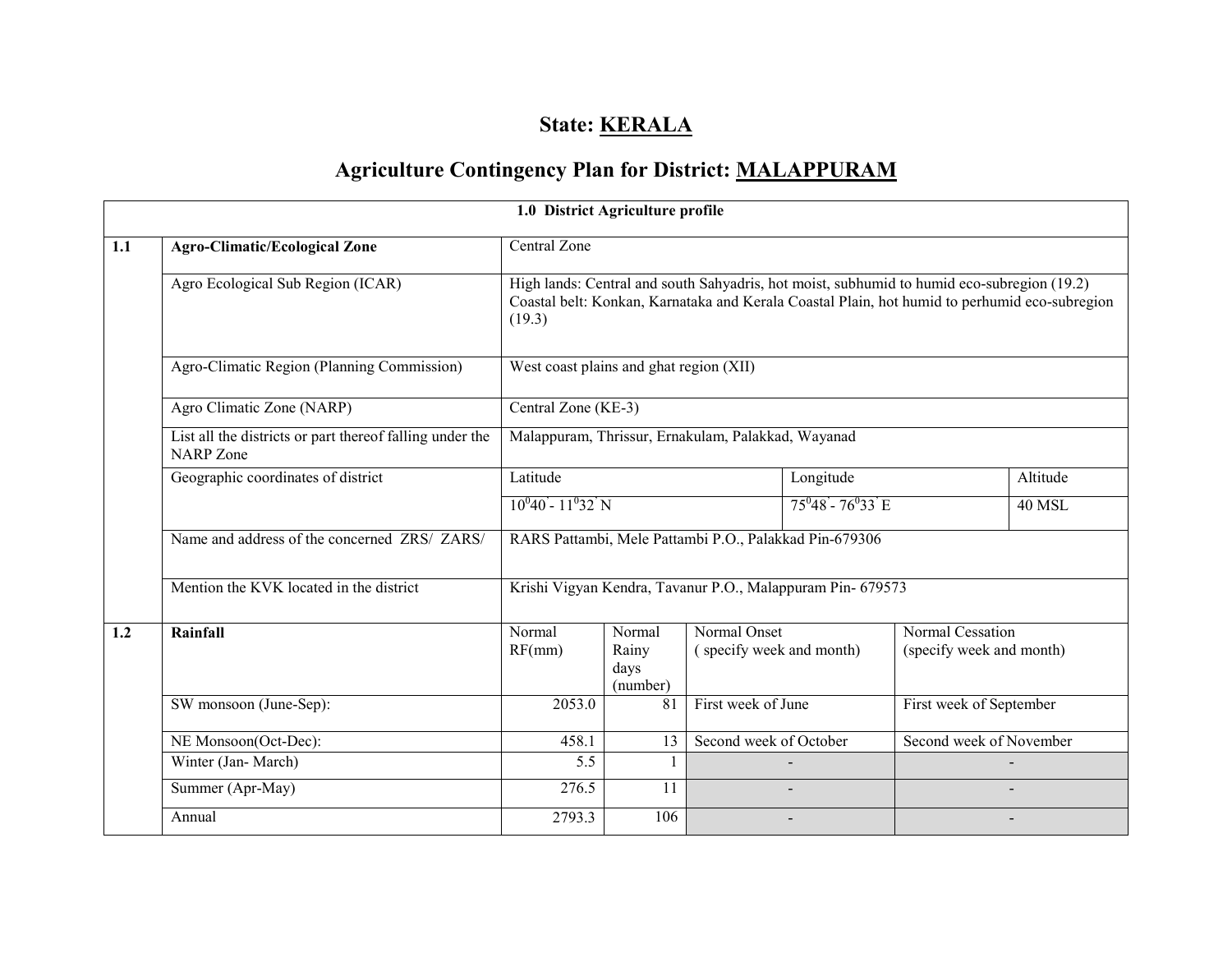# State: KERALA

# Agriculture Contingency Plan for District: MALAPPURAM

| 1.0 District Agriculture profile | | | | | | |
|---|---|---|---|---|---|---|
| **1.1** | **Agro-Climatic/Ecological Zone** | Central Zone | | | | |
| | Agro Ecological Sub Region (ICAR) | High lands: Central and south Sahyadris, hot moist, subhumid to humid eco-subregion (19.2)<br>Coastal belt: Konkan, Karnataka and Kerala Coastal Plain, hot humid to perhumid eco-subregion (19.3) | | | | |
| | Agro-Climatic Region (Planning Commission) | West coast plains and ghat region (XII) | | | | |
| | Agro Climatic Zone (NARP) | Central Zone (KE-3) | | | | |
| | List all the districts or part thereof falling under the NARP Zone | Malappuram, Thrissur, Ernakulam, Palakkad, Wayanad | | | | |
| | Geographic coordinates of district | Latitude | | Longitude | | Altitude |
| | | $10^0 40' - 11^0 32'$ N | | $75^0 48' - 76^0 33'$ E | | 40 MSL |
| | Name and address of the concerned ZRS/ ZARS/ | RARS Pattambi, Mele Pattambi P.O., Palakkad Pin-679306 | | | | |
| | Mention the KVK located in the district | Krishi Vigyan Kendra, Tavanur P.O., Malappuram Pin- 679573 | | | | |
| **1.2** | **Rainfall** | Normal RF(mm) | Normal Rainy days (number) | Normal Onset ( specify week and month) | Normal Cessation (specify week and month) | |
| | SW monsoon (June-Sep): | 2053.0 | 81 | First week of June | First week of September | |
| | NE Monsoon(Oct-Dec): | 458.1 | 13 | Second week of October | Second week of November | |
| | Winter (Jan- March) | 5.5 | 1 | - | - | |
| | Summer (Apr-May) | 276.5 | 11 | - | - | |
| | Annual | 2793.3 | 106 | - | - | |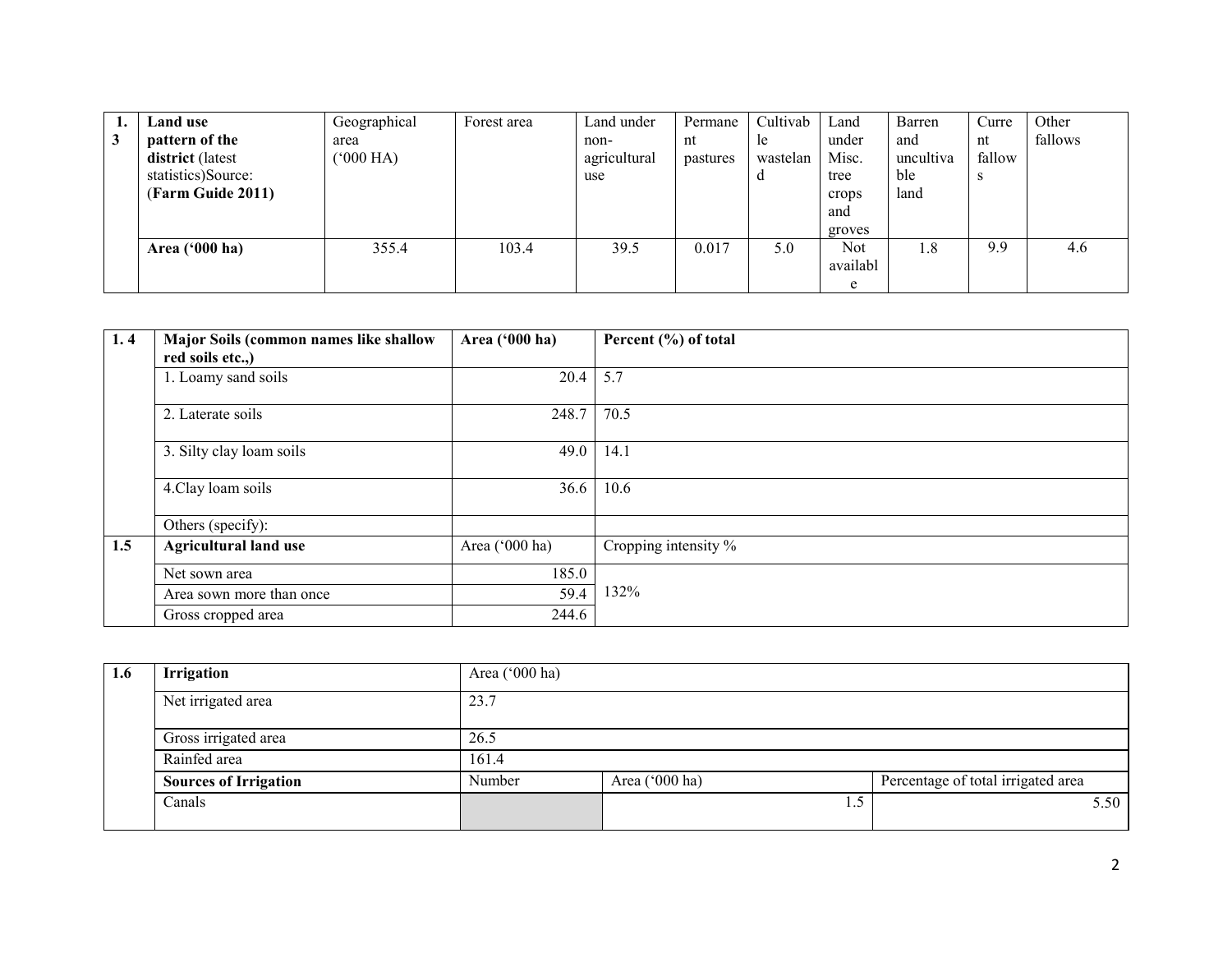| 1.3 | **Land use pattern of the district** (latest statistics)Source: (**Farm Guide 2011**) | Geographical area ('000 HA) | Forest area | Land under non-agricultural use | Permanent pastures | Cultivable wasteland | Land under Misc. tree crops and groves | Barren and uncultivable land | Current fallows | Other fallows |
|---|---|---|---|---|---|---|---|---|---|---|
| | **Area ('000 ha)** | 355.4 | 103.4 | 39.5 | 0.017 | 5.0 | Not available | 1.8 | 9.9 | 4.6 |

| 1. 4 | **Major Soils (common names like shallow red soils etc.,)** | **Area ('000 ha)** | **Percent (%) of total** |
|---|---|---|---|
| | 1. Loamy sand soils | 20.4 | 5.7 |
| | 2. Laterate soils | 248.7 | 70.5 |
| | 3. Silty clay loam soils | 49.0 | 14.1 |
| | 4.Clay loam soils | 36.6 | 10.6 |
| | Others (specify): | | |
| **1.5** | **Agricultural land use** | Area ('000 ha) | Cropping intensity % |
| | Net sown area | 185.0 | 132% |
| | Area sown more than once | 59.4 | |
| | Gross cropped area | 244.6 | |

| **1.6** | **Irrigation** | Area ('000 ha) | | |
|---|---|---|---|---|
| | Net irrigated area | 23.7 | | |
| | Gross irrigated area | 26.5 | | |
| | Rainfed area | 161.4 | | |
| | **Sources of Irrigation** | Number | Area ('000 ha) | Percentage of total irrigated area |
| | Canals | | 1.5 | 5.50 |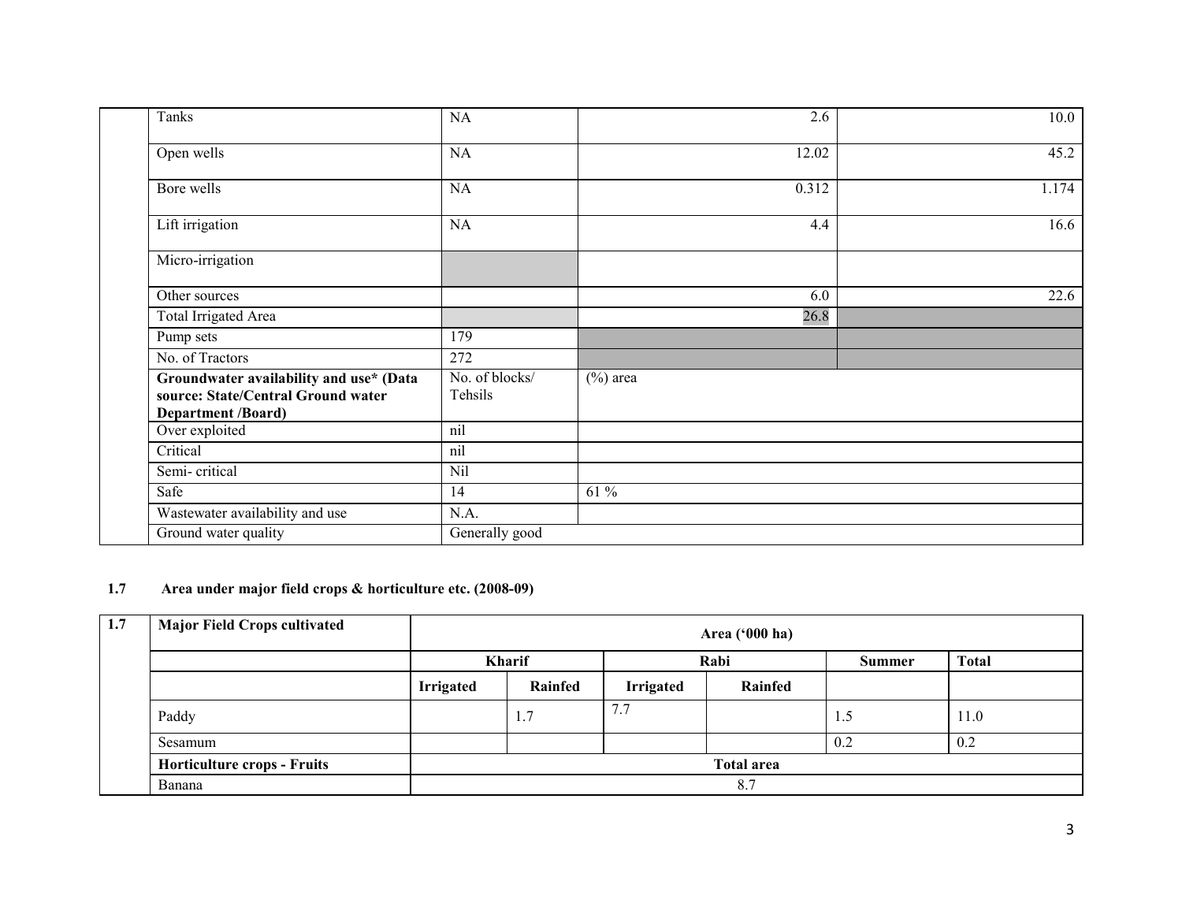| | | | | |
|---|---|---|---|---|
| | Tanks | NA | 2.6 | 10.0 |
| | Open wells | NA | 12.02 | 45.2 |
| | Bore wells | NA | 0.312 | 1.174 |
| | Lift irrigation | NA | 4.4 | 16.6 |
| | Micro-irrigation | | | |
| | Other sources | | 6.0 | 22.6 |
| | Total Irrigated Area | | 26.8 | |
| | Pump sets | 179 | | |
| | No. of Tractors | 272 | | |
| | **Groundwater availability and use\* (Data source: State/Central Ground water Department /Board)** | No. of blocks/ Tehsils | (%) area | |
| | Over exploited | nil | | |
| | Critical | nil | | |
| | Semi- critical | Nil | | |
| | Safe | 14 | 61 % | |
| | Wastewater availability and use | N.A. | | |
| | Ground water quality | Generally good | | |

**1.7 Area under major field crops & horticulture etc. (2008-09)**

| 1.7 | Major Field Crops cultivated | Area ('000 ha) | | | | | |
|---|---|---|---|---|---|---|---|
| | | **Kharif** | | **Rabi** | | **Summer** | **Total** |
| | | **Irrigated** | **Rainfed** | **Irrigated** | **Rainfed** | | |
| | Paddy | | 1.7 | 7.7 | | 1.5 | 11.0 |
| | Sesamum | | | | | 0.2 | 0.2 |
| | **Horticulture crops - Fruits** | **Total area** | | | | | |
| | Banana | 8.7 | | | | | |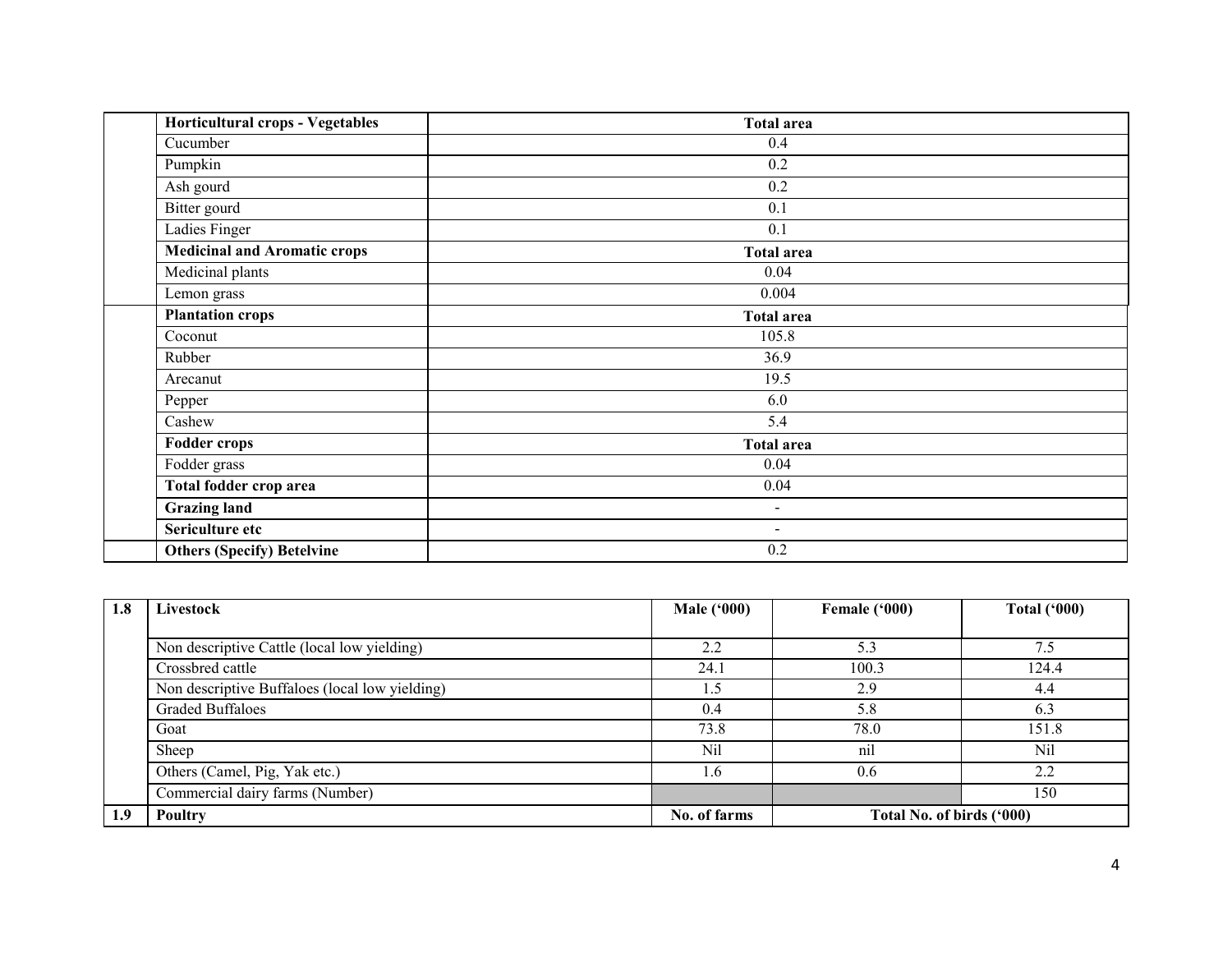| | Horticultural crops - Vegetables | Total area |
|---|---|---|
| | Cucumber | 0.4 |
| | Pumpkin | 0.2 |
| | Ash gourd | 0.2 |
| | Bitter gourd | 0.1 |
| | Ladies Finger | 0.1 |
| | **Medicinal and Aromatic crops** | **Total area** |
| | Medicinal plants | 0.04 |
| | Lemon grass | 0.004 |
| | **Plantation crops** | **Total area** |
| | Coconut | 105.8 |
| | Rubber | 36.9 |
| | Arecanut | 19.5 |
| | Pepper | 6.0 |
| | Cashew | 5.4 |
| | **Fodder crops** | **Total area** |
| | Fodder grass | 0.04 |
| | **Total fodder crop area** | 0.04 |
| | **Grazing land** | - |
| | **Sericulture etc** | - |
| | **Others (Specify) Betelvine** | 0.2 |

| 1.8 | Livestock | Male ('000) | Female ('000) | Total ('000) |
|---|---|---|---|---|
| | Non descriptive Cattle (local low yielding) | 2.2 | 5.3 | 7.5 |
| | Crossbred cattle | 24.1 | 100.3 | 124.4 |
| | Non descriptive Buffaloes (local low yielding) | 1.5 | 2.9 | 4.4 |
| | Graded Buffaloes | 0.4 | 5.8 | 6.3 |
| | Goat | 73.8 | 78.0 | 151.8 |
| | Sheep | Nil | nil | Nil |
| | Others (Camel, Pig, Yak etc.) | 1.6 | 0.6 | 2.2 |
| | Commercial dairy farms (Number) | | | 150 |
| **1.9** | **Poultry** | **No. of farms** | **Total No. of birds ('000)** | |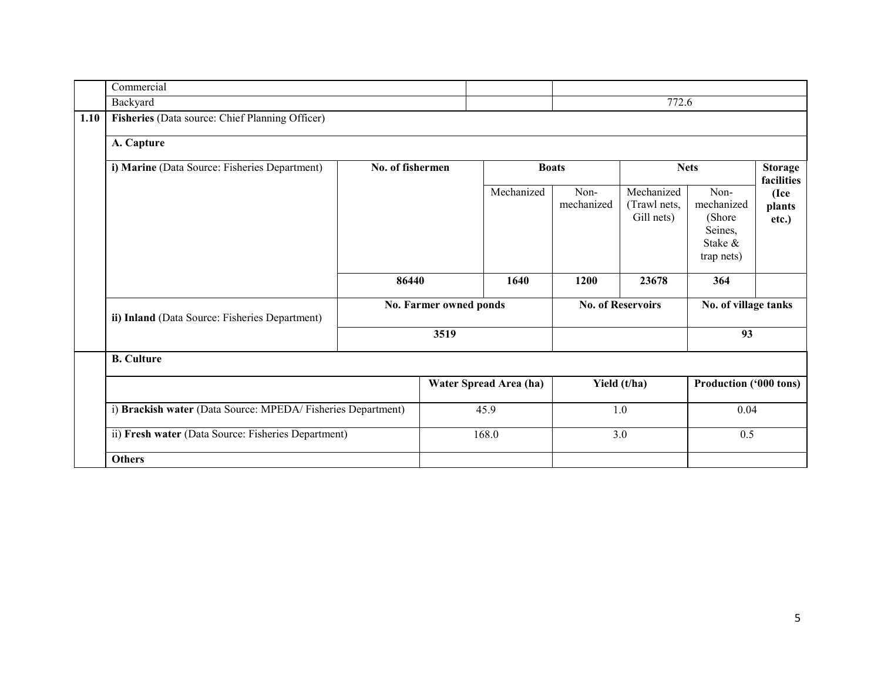| | | | |
|---|---|---|---|
| | Commercial | | |
| | Backyard | | 772.6 |

| 1.10 | **Fisheries** (Data source: Chief Planning Officer) | | | | | | |
|---|---|---|---|---|---|---|---|
| | **A. Capture** | | | | | | |
| | **i) Marine** (Data Source: Fisheries Department) | **No. of fishermen** | **Boats** | | **Nets** | | **Storage facilities (Ice plants etc.)** |
| | | | Mechanized | Non-mechanized | Mechanized (Trawl nets, Gill nets) | Non-mechanized (Shore Seines, Stake & trap nets) | |
| | | **86440** | **1640** | **1200** | **23678** | **364** | |
| | **ii) Inland** (Data Source: Fisheries Department) | **No. Farmer owned ponds** | | **No. of Reservoirs** | | **No. of village tanks** | |
| | | **3519** | | | | **93** | |

| | **B. Culture** | | | |
|---|---|---|---|---|
| | | **Water Spread Area (ha)** | **Yield (t/ha)** | **Production ('000 tons)** |
| | i) **Brackish water** (Data Source: MPEDA/ Fisheries Department) | 45.9 | 1.0 | 0.04 |
| | ii) **Fresh water** (Data Source: Fisheries Department) | 168.0 | 3.0 | 0.5 |
| | **Others** | | | |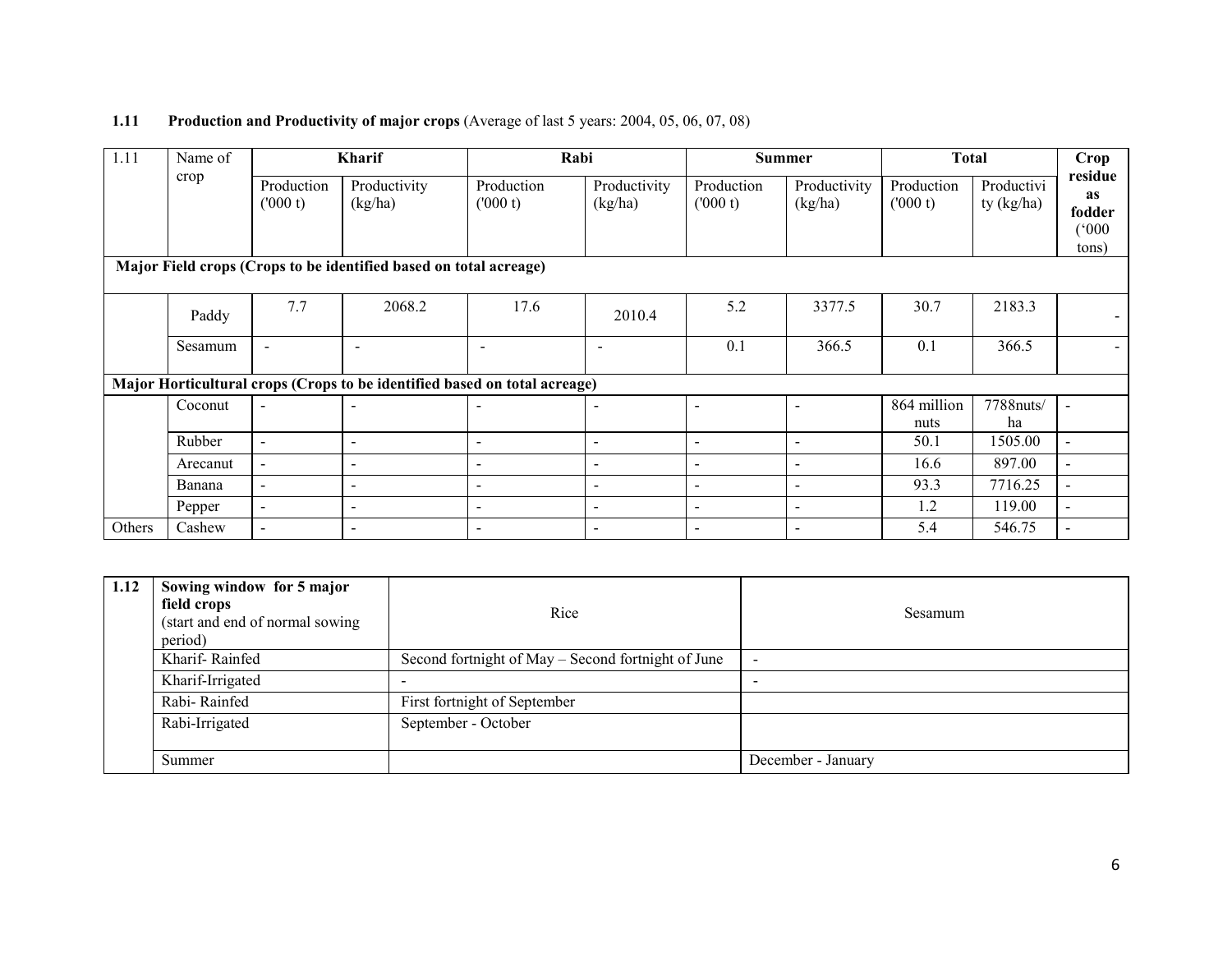**1.11 Production and Productivity of major crops** (Average of last 5 years: 2004, 05, 06, 07, 08)

| 1.11 | Name of crop | Kharif | | Rabi | | Summer | | Total | | Crop residue as fodder ('000 tons) |
|---|---|---|---|---|---|---|---|---|---|---|
| | | Production ('000 t) | Productivity (kg/ha) | Production ('000 t) | Productivity (kg/ha) | Production ('000 t) | Productivity (kg/ha) | Production ('000 t) | Productivity (kg/ha) | |
| **Major Field crops (Crops to be identified based on total acreage)** | | | | | | | | | | |
| | Paddy | 7.7 | 2068.2 | 17.6 | 2010.4 | 5.2 | 3377.5 | 30.7 | 2183.3 | - |
| | Sesamum | - | - | - | - | 0.1 | 366.5 | 0.1 | 366.5 | - |
| **Major Horticultural crops (Crops to be identified based on total acreage)** | | | | | | | | | | |
| | Coconut | - | - | - | - | - | - | 864 million nuts | 7788nuts/ha | - |
| | Rubber | - | - | - | - | - | - | 50.1 | 1505.00 | - |
| | Arecanut | - | - | - | - | - | - | 16.6 | 897.00 | - |
| | Banana | - | - | - | - | - | - | 93.3 | 7716.25 | - |
| | Pepper | - | - | - | - | - | - | 1.2 | 119.00 | - |
| Others | Cashew | - | - | - | - | - | - | 5.4 | 546.75 | - |

| 1.12 | **Sowing window for 5 major field crops** (start and end of normal sowing period) | Rice | Sesamum |
|---|---|---|---|
| | Kharif- Rainfed | Second fortnight of May – Second fortnight of June | - |
| | Kharif-Irrigated | - | - |
| | Rabi- Rainfed | First fortnight of September | |
| | Rabi-Irrigated | September - October | |
| | Summer | | December - January |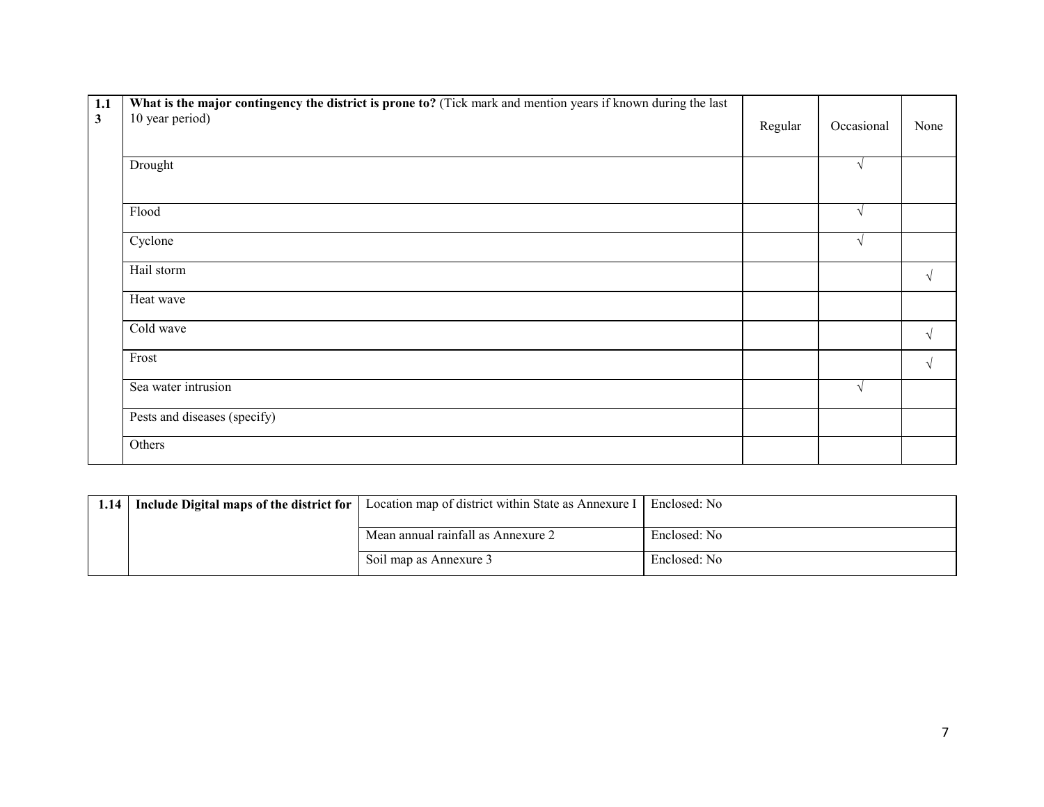| 1.13 | **What is the major contingency the district is prone to?** (Tick mark and mention years if known during the last 10 year period) | Regular | Occasional | None |
|---|---|---|---|---|
| | Drought | | √ | |
| | Flood | | √ | |
| | Cyclone | | √ | |
| | Hail storm | | | √ |
| | Heat wave | | | |
| | Cold wave | | | √ |
| | Frost | | | √ |
| | Sea water intrusion | | √ | |
| | Pests and diseases (specify) | | | |
| | Others | | | |

| 1.14 | **Include Digital maps of the district for** | Location map of district within State as Annexure I | Enclosed: No |
|---|---|---|---|
| | | Mean annual rainfall as Annexure 2 | Enclosed: No |
| | | Soil map as Annexure 3 | Enclosed: No |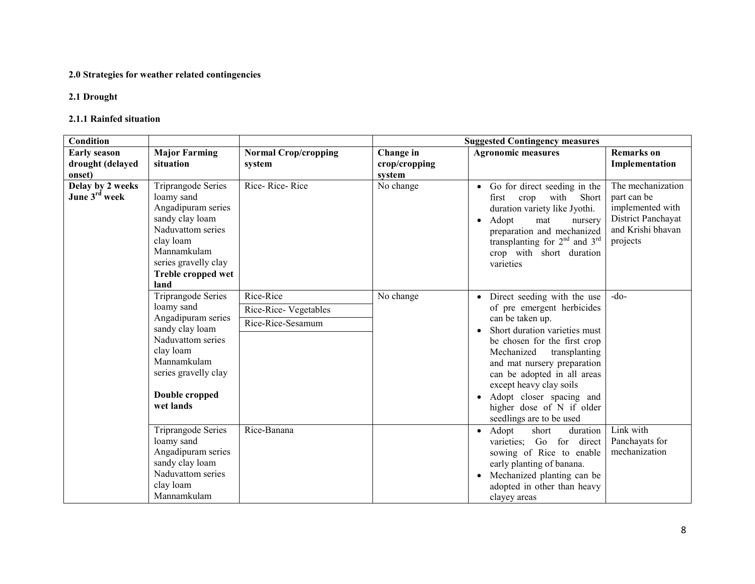**2.0 Strategies for weather related contingencies**

**2.1 Drought**

**2.1.1 Rainfed situation**

| Condition | | | Suggested Contingency measures | | |
|---|---|---|---|---|---|
| **Early season drought (delayed onset)** | **Major Farming situation** | **Normal Crop/cropping system** | **Change in crop/cropping system** | **Agronomic measures** | **Remarks on Implementation** |
| **Delay by 2 weeks June 3rd week** | Triprangode Series loamy sand Angadipuram series sandy clay loam Naduvattom series clay loam Mannamkulam series gravelly clay **Treble cropped wet land** | Rice- Rice- Rice | No change | • Go for direct seeding in the first crop with Short duration variety like Jyothi. • Adopt mat nursery preparation and mechanized transplanting for 2nd and 3rd crop with short duration varieties | The mechanization part can be implemented with District Panchayat and Krishi bhavan projects |
| | Triprangode Series loamy sand Angadipuram series sandy clay loam Naduvattom series clay loam Mannamkulam series gravelly clay **Double cropped wet lands** | Rice-Rice; Rice-Rice- Vegetables; Rice-Rice-Sesamum | No change | • Direct seeding with the use of pre emergent herbicides can be taken up. • Short duration varieties must be chosen for the first crop Mechanized transplanting and mat nursery preparation can be adopted in all areas except heavy clay soils • Adopt closer spacing and higher dose of N if older seedlings are to be used | -do- |
| | Triprangode Series loamy sand Angadipuram series sandy clay loam Naduvattom series clay loam Mannamkulam | Rice-Banana | | • Adopt short duration varieties; Go for direct sowing of Rice to enable early planting of banana. • Mechanized planting can be adopted in other than heavy clayey areas | Link with Panchayats for mechanization |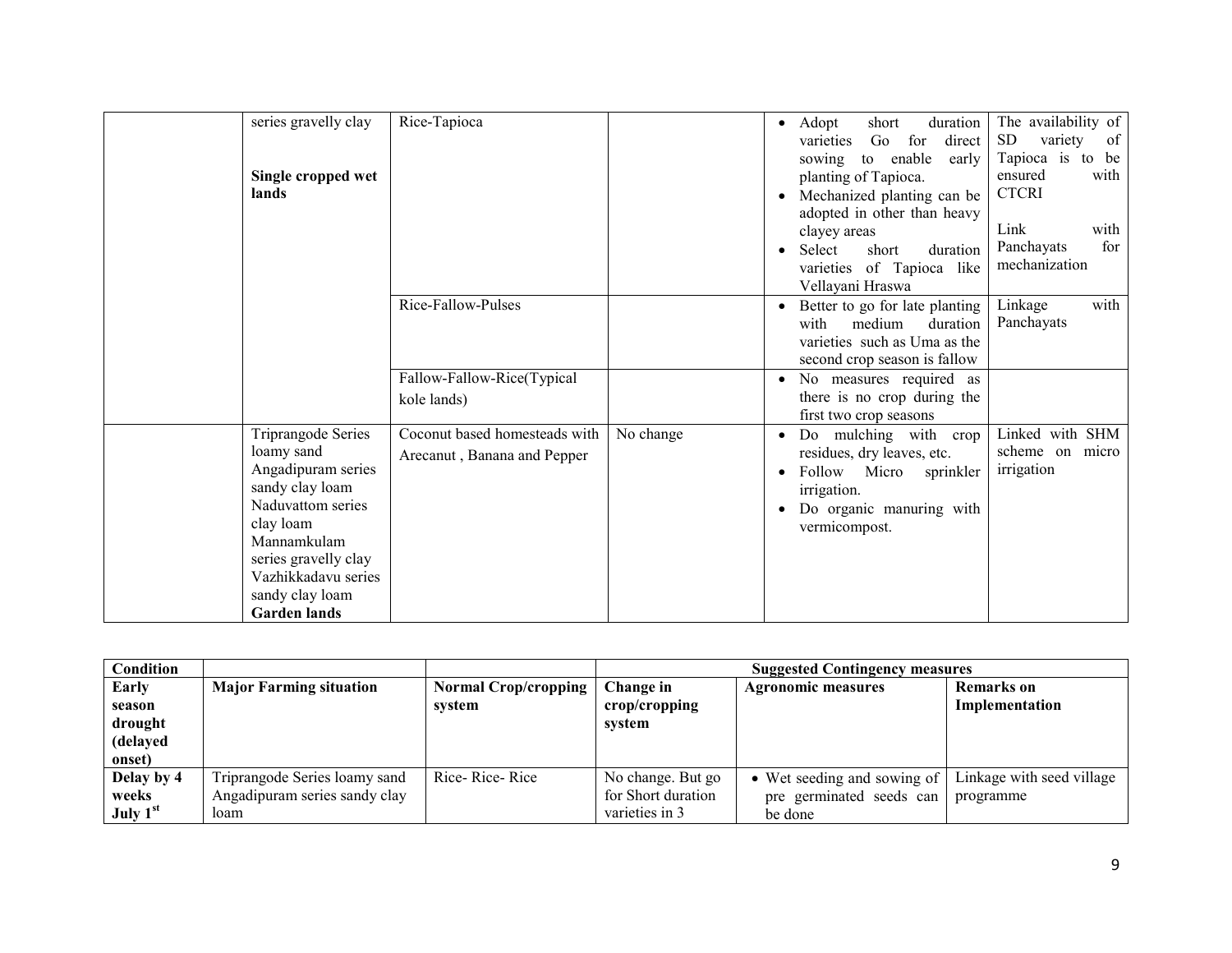| | series gravelly clay<br><br>**Single cropped wet lands** | Rice-Tapioca | | • Adopt short duration varieties Go for direct sowing to enable early planting of Tapioca.<br>• Mechanized planting can be adopted in other than heavy clayey areas<br>• Select short duration varieties of Tapioca like Vellayani Hraswa | The availability of SD variety of Tapioca is to be ensured with CTCRI<br><br>Link with Panchayats for mechanization |
|---|---|---|---|---|---|
| | | Rice-Fallow-Pulses | | • Better to go for late planting with medium duration varieties such as Uma as the second crop season is fallow | Linkage with Panchayats |
| | | Fallow-Fallow-Rice(Typical kole lands) | | • No measures required as there is no crop during the first two crop seasons | |
| | Triprangode Series loamy sand<br>Angadipuram series sandy clay loam<br>Naduvattom series clay loam<br>Mannamkulam series gravelly clay<br>Vazhikkadavu series sandy clay loam<br>**Garden lands** | Coconut based homesteads with Arecanut , Banana and Pepper | No change | • Do mulching with crop residues, dry leaves, etc.<br>• Follow Micro sprinkler irrigation.<br>• Do organic manuring with vermicompost. | Linked with SHM scheme on micro irrigation |

| **Condition** | | | **Suggested Contingency measures** | | |
|---|---|---|---|---|---|
| **Early season drought (delayed onset)** | **Major Farming situation** | **Normal Crop/cropping system** | **Change in crop/cropping system** | **Agronomic measures** | **Remarks on Implementation** |
| **Delay by 4 weeks July 1st** | Triprangode Series loamy sand Angadipuram series sandy clay loam | Rice- Rice- Rice | No change. But go for Short duration varieties in 3 | • Wet seeding and sowing of pre germinated seeds can be done | Linkage with seed village programme |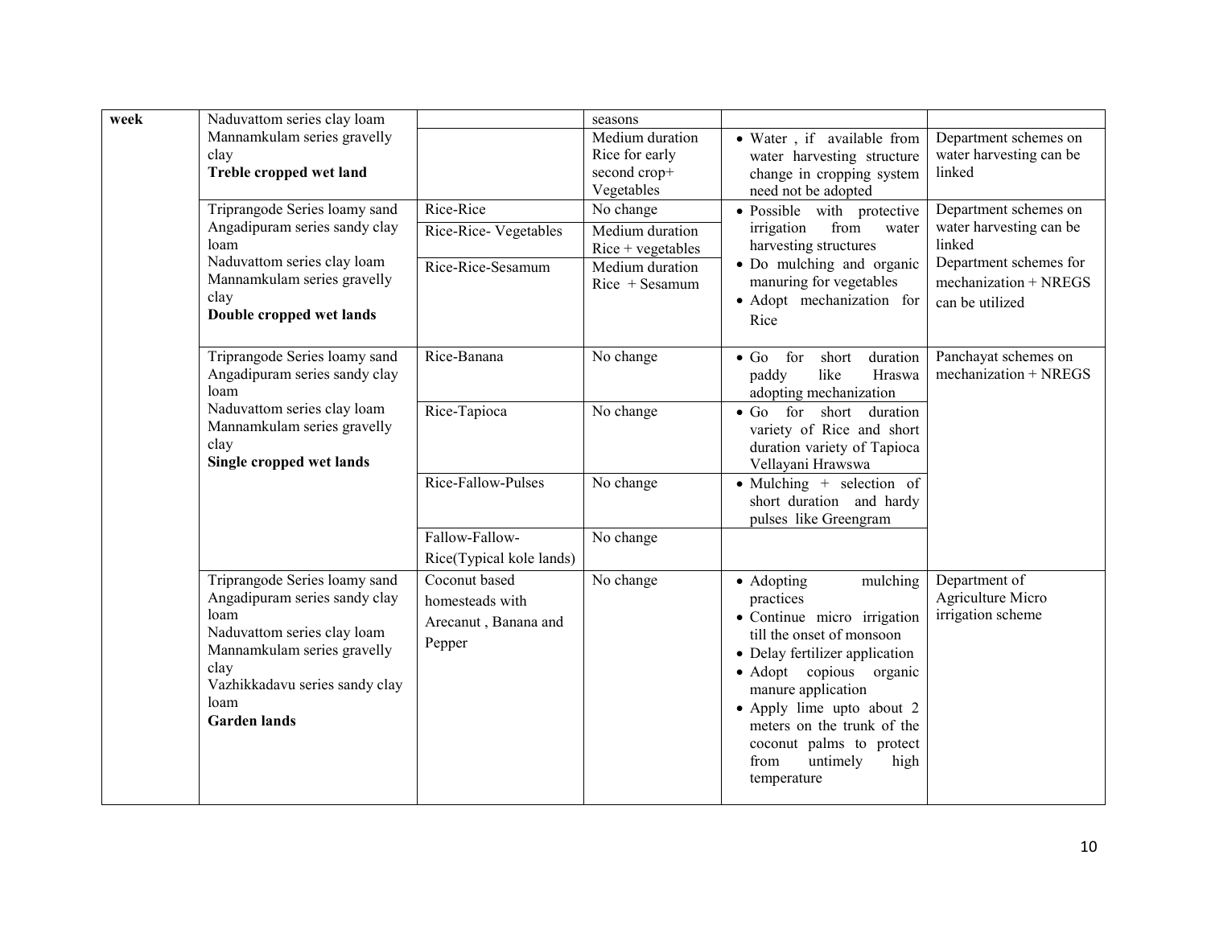| week | Naduvattom series clay loam<br>Mannamkulam series gravelly clay<br>**Treble cropped wet land** | | seasons | | |
|---|---|---|---|---|---|
| | | | Medium duration Rice for early second crop+ Vegetables | • Water , if available from water harvesting structure change in cropping system need not be adopted | Department schemes on water harvesting can be linked |
| | Triprangode Series loamy sand<br>Angadipuram series sandy clay loam<br>Naduvattom series clay loam<br>Mannamkulam series gravelly clay<br>**Double cropped wet lands** | Rice-Rice | No change | • Possible with protective irrigation from water harvesting structures<br>• Do mulching and organic manuring for vegetables<br>• Adopt mechanization for Rice | Department schemes on water harvesting can be linked<br>Department schemes for mechanization + NREGS can be utilized |
| | | Rice-Rice- Vegetables | Medium duration Rice + vegetables | | |
| | | Rice-Rice-Sesamum | Medium duration Rice + Sesamum | | |
| | Triprangode Series loamy sand<br>Angadipuram series sandy clay loam<br>Naduvattom series clay loam<br>Mannamkulam series gravelly clay<br>**Single cropped wet lands** | Rice-Banana | No change | • Go for short duration paddy like Hraswa adopting mechanization | Panchayat schemes on mechanization + NREGS |
| | | Rice-Tapioca | No change | • Go for short duration variety of Rice and short duration variety of Tapioca Vellayani Hrawswa | |
| | | Rice-Fallow-Pulses | No change | • Mulching + selection of short duration and hardy pulses like Greengram | |
| | | Fallow-Fallow-Rice(Typical kole lands) | No change | | |
| | Triprangode Series loamy sand<br>Angadipuram series sandy clay loam<br>Naduvattom series clay loam<br>Mannamkulam series gravelly clay<br>Vazhikkadavu series sandy clay loam<br>**Garden lands** | Coconut based homesteads with Arecanut , Banana and Pepper | No change | • Adopting mulching practices<br>• Continue micro irrigation till the onset of monsoon<br>• Delay fertilizer application<br>• Adopt copious organic manure application<br>• Apply lime upto about 2 meters on the trunk of the coconut palms to protect from untimely high temperature | Department of Agriculture Micro irrigation scheme |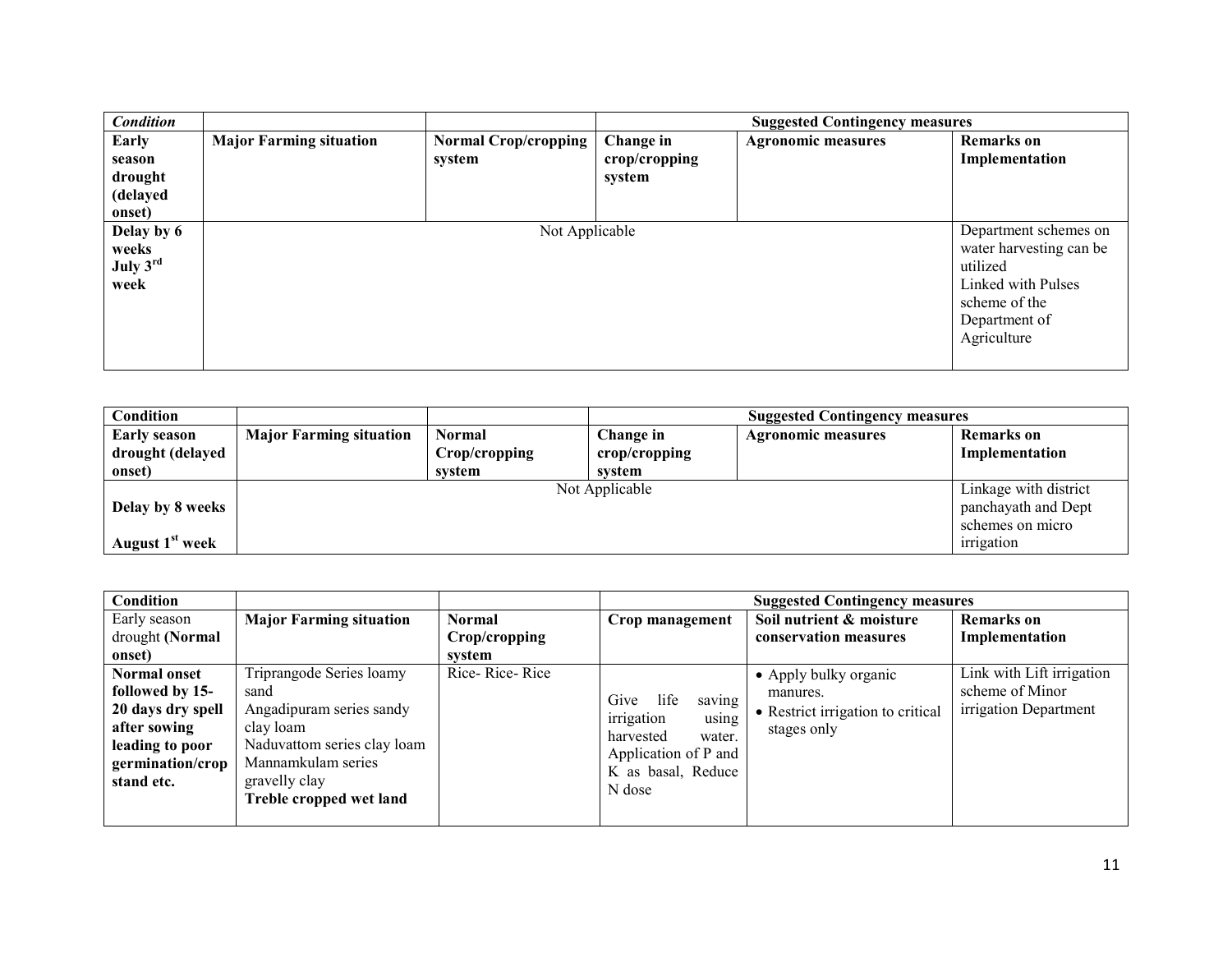| *Condition* | | | Suggested Contingency measures | | |
|---|---|---|---|---|---|
| **Early season drought (delayed onset)** | **Major Farming situation** | **Normal Crop/cropping system** | **Change in crop/cropping system** | **Agronomic measures** | **Remarks on Implementation** |
| **Delay by 6 weeks July 3rd week** | Not Applicable | | | | Department schemes on water harvesting can be utilized Linked with Pulses scheme of the Department of Agriculture |

| **Condition** | | | Suggested Contingency measures | | |
|---|---|---|---|---|---|
| **Early season drought (delayed onset)** | **Major Farming situation** | **Normal Crop/cropping system** | **Change in crop/cropping system** | **Agronomic measures** | **Remarks on Implementation** |
| **Delay by 8 weeks August 1st week** | Not Applicable | | | | Linkage with district panchayath and Dept schemes on micro irrigation |

| **Condition** | | | Suggested Contingency measures | | |
|---|---|---|---|---|---|
| Early season drought **(Normal onset)** | **Major Farming situation** | **Normal Crop/cropping system** | **Crop management** | **Soil nutrient & moisture conservation measures** | **Remarks on Implementation** |
| **Normal onset followed by 15-20 days dry spell after sowing leading to poor germination/crop stand etc.** | Triprangode Series loamy sand Angadipuram series sandy clay loam Naduvattom series clay loam Mannamkulam series gravelly clay **Treble cropped wet land** | Rice- Rice- Rice | Give life saving irrigation using harvested water. Application of P and K as basal, Reduce N dose | • Apply bulky organic manures. • Restrict irrigation to critical stages only | Link with Lift irrigation scheme of Minor irrigation Department |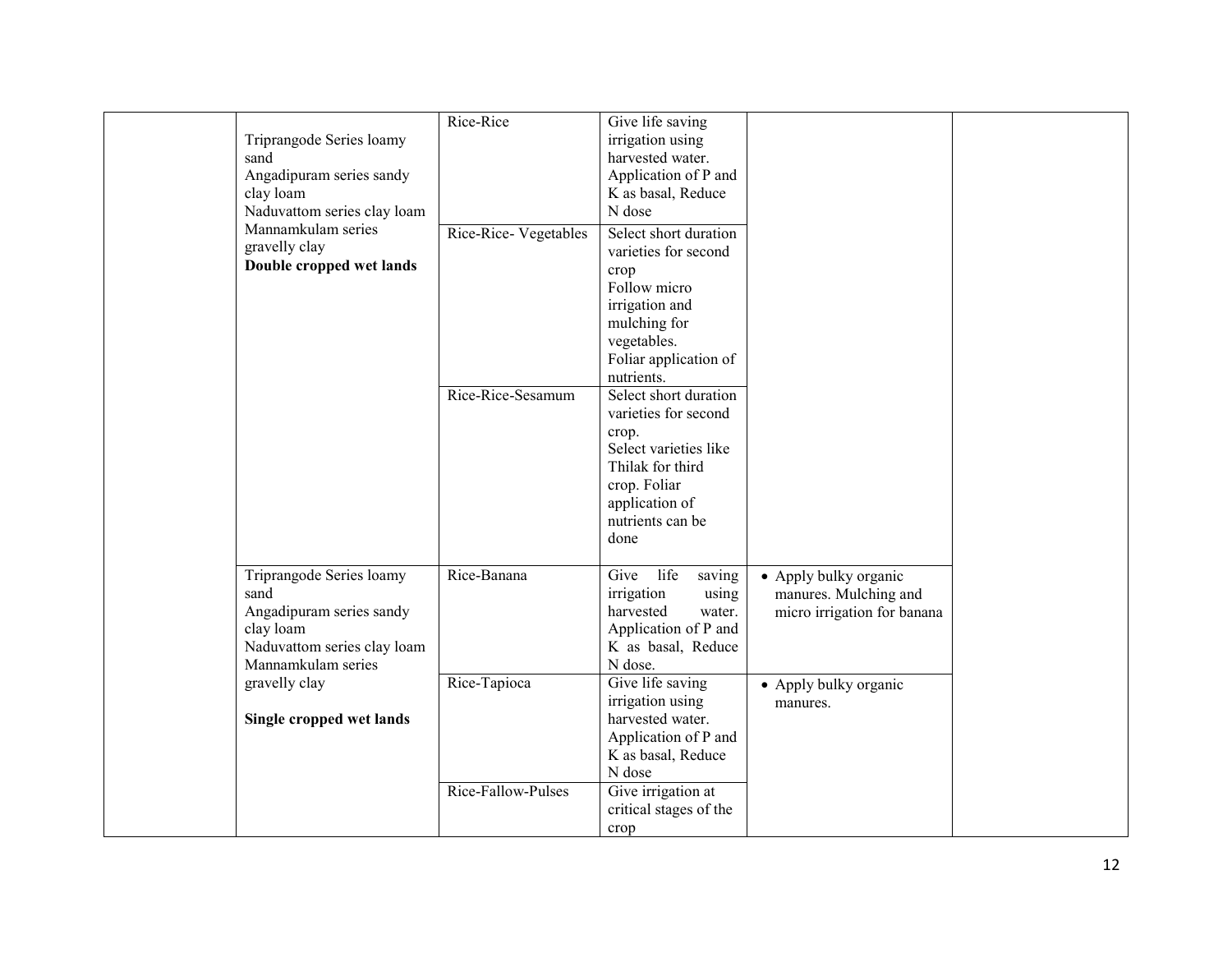| | | | | | |
|---|---|---|---|---|---|
| | Triprangode Series loamy sand<br>Angadipuram series sandy clay loam<br>Naduvattom series clay loam<br>Mannamkulam series gravelly clay<br>**Double cropped wet lands** | Rice-Rice | Give life saving irrigation using harvested water. Application of P and K as basal, Reduce N dose | | |
| | | Rice-Rice- Vegetables | Select short duration varieties for second crop<br>Follow micro irrigation and mulching for vegetables.<br>Foliar application of nutrients. | | |
| | | Rice-Rice-Sesamum | Select short duration varieties for second crop.<br>Select varieties like Thilak for third crop. Foliar application of nutrients can be done | | |
| | Triprangode Series loamy sand<br>Angadipuram series sandy clay loam<br>Naduvattom series clay loam<br>Mannamkulam series gravelly clay<br>**Single cropped wet lands** | Rice-Banana | Give life saving irrigation using harvested water. Application of P and K as basal, Reduce N dose. | • Apply bulky organic manures. Mulching and micro irrigation for banana | |
| | | Rice-Tapioca | Give life saving irrigation using harvested water. Application of P and K as basal, Reduce N dose | • Apply bulky organic manures. | |
| | | Rice-Fallow-Pulses | Give irrigation at critical stages of the crop | | |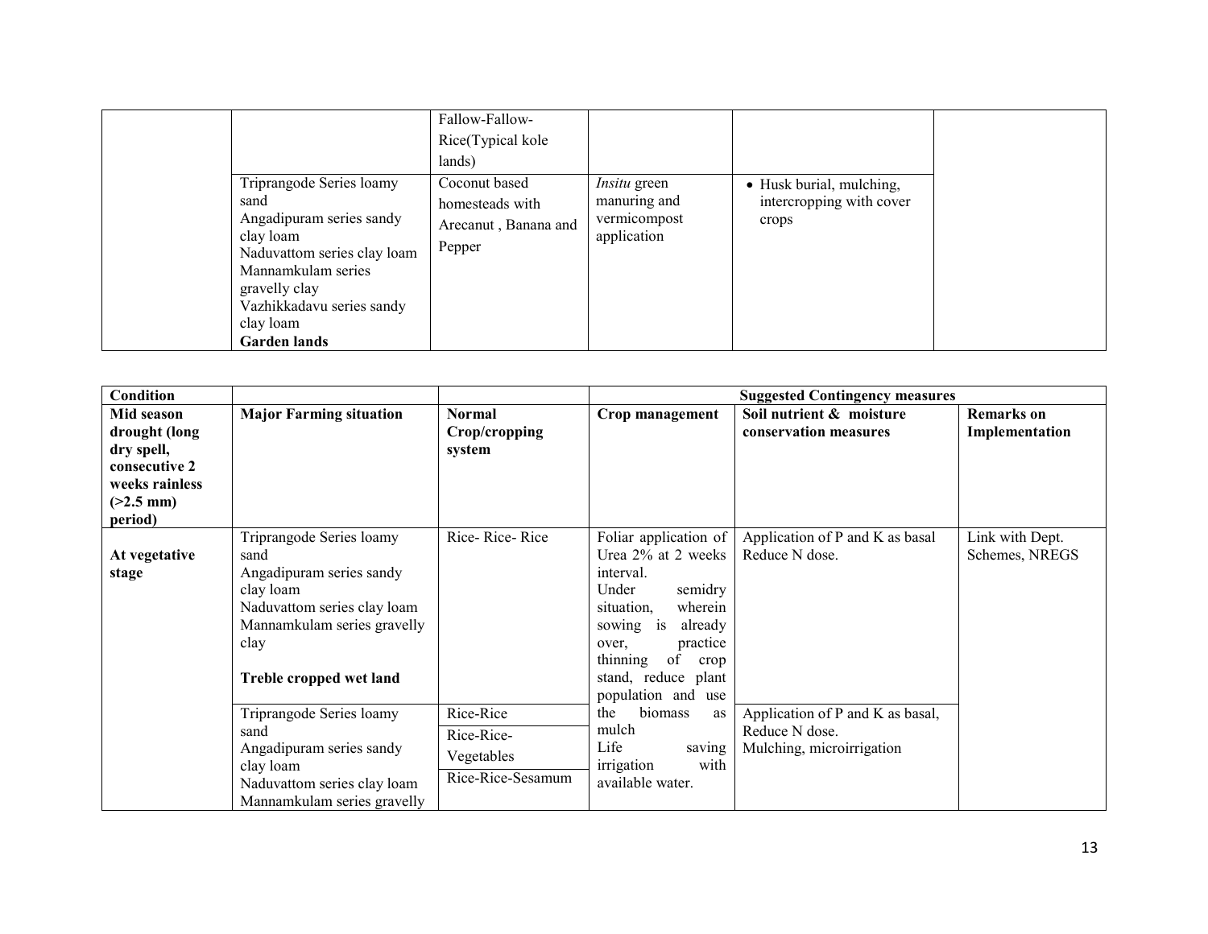| | | | | | |
|---|---|---|---|---|---|
| | | Fallow-Fallow-Rice(Typical kole lands) | | | |
| | Triprangode Series loamy sand<br>Angadipuram series sandy clay loam<br>Naduvattom series clay loam<br>Mannamkulam series gravelly clay<br>Vazhikkadavu series sandy clay loam<br>**Garden lands** | Coconut based homesteads with Arecanut , Banana and Pepper | *Insitu* green manuring and vermicompost application | • Husk burial, mulching, intercropping with cover crops | |

| **Condition** | | | **Suggested Contingency measures** | | |
|---|---|---|---|---|---|
| **Mid season drought (long dry spell, consecutive 2 weeks rainless (>2.5 mm) period)** | **Major Farming situation** | **Normal Crop/cropping system** | **Crop management** | **Soil nutrient & moisture conservation measures** | **Remarks on Implementation** |
| **At vegetative stage** | Triprangode Series loamy sand<br>Angadipuram series sandy clay loam<br>Naduvattom series clay loam<br>Mannamkulam series gravelly clay<br><br>**Treble cropped wet land** | Rice- Rice- Rice | Foliar application of Urea 2% at 2 weeks interval.<br>Under semidry situation, wherein sowing is already over, practice thinning of crop stand, reduce plant population and use the biomass as mulch<br>Life saving irrigation with available water. | Application of P and K as basal Reduce N dose. | Link with Dept. Schemes, NREGS |
| | Triprangode Series loamy sand<br>Angadipuram series sandy clay loam<br>Naduvattom series clay loam<br>Mannamkulam series gravelly | Rice-Rice<br>Rice-Rice-Vegetables<br>Rice-Rice-Sesamum | | Application of P and K as basal, Reduce N dose.<br>Mulching, microirrigation | |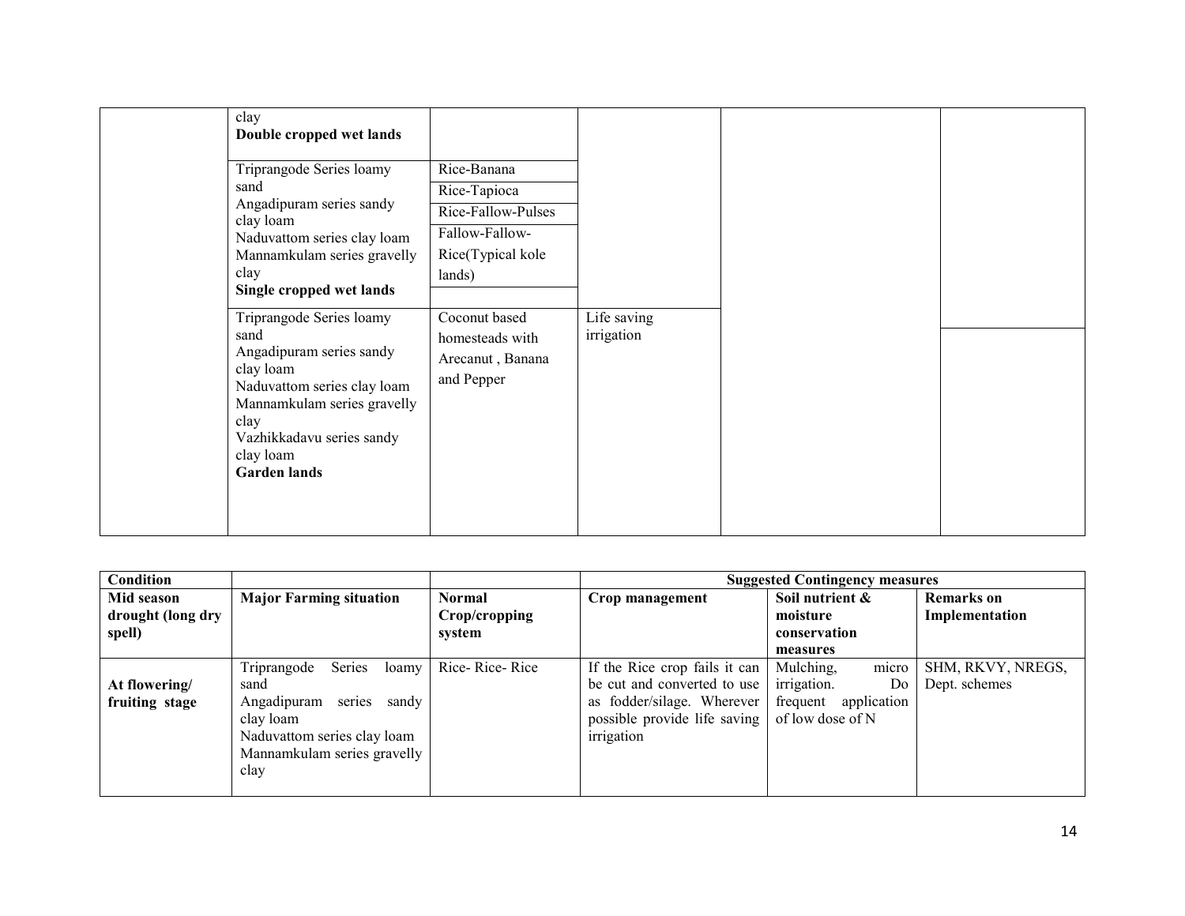| | | | | | |
|---|---|---|---|---|---|
| | clay<br>**Double cropped wet lands** | | | | |
| | Triprangode Series loamy sand<br>Angadipuram series sandy clay loam<br>Naduvattom series clay loam<br>Mannamkulam series gravelly clay<br>**Single cropped wet lands** | Rice-Banana<br>Rice-Tapioca<br>Rice-Fallow-Pulses<br>Fallow-Fallow-Rice(Typical kole lands) | | | |
| | Triprangode Series loamy sand<br>Angadipuram series sandy clay loam<br>Naduvattom series clay loam<br>Mannamkulam series gravelly clay<br>Vazhikkadavu series sandy clay loam<br>**Garden lands** | Coconut based homesteads with Arecanut , Banana and Pepper | Life saving irrigation | | |

| **Condition** | | | **Suggested Contingency measures** | | |
|---|---|---|---|---|---|
| **Mid season drought (long dry spell)** | **Major Farming situation** | **Normal Crop/cropping system** | **Crop management** | **Soil nutrient & moisture conservation measures** | **Remarks on Implementation** |
| **At flowering/ fruiting stage** | Triprangode Series loamy sand<br>Angadipuram series sandy clay loam<br>Naduvattom series clay loam<br>Mannamkulam series gravelly clay | Rice- Rice- Rice | If the Rice crop fails it can be cut and converted to use as fodder/silage. Wherever possible provide life saving irrigation | Mulching, micro irrigation. Do frequent application of low dose of N | SHM, RKVY, NREGS, Dept. schemes |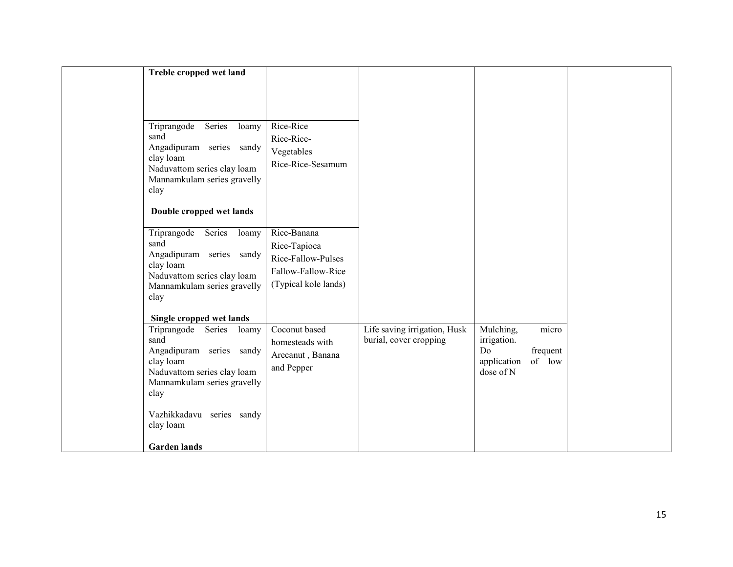| | | | | | |
|---|---|---|---|---|---|
| | **Treble cropped wet land** | | | | |
| | Triprangode Series loamy sand<br>Angadipuram series sandy clay loam<br>Naduvattom series clay loam<br>Mannamkulam series gravelly clay<br><br>**Double cropped wet lands** | Rice-Rice<br>Rice-Rice-Vegetables<br>Rice-Rice-Sesamum | | | |
| | Triprangode Series loamy sand<br>Angadipuram series sandy clay loam<br>Naduvattom series clay loam<br>Mannamkulam series gravelly clay<br><br>**Single cropped wet lands** | Rice-Banana<br>Rice-Tapioca<br>Rice-Fallow-Pulses<br>Fallow-Fallow-Rice<br>(Typical kole lands) | | | |
| | Triprangode Series loamy sand<br>Angadipuram series sandy clay loam<br>Naduvattom series clay loam<br>Mannamkulam series gravelly clay<br><br>Vazhikkadavu series sandy clay loam<br><br>**Garden lands** | Coconut based homesteads with Arecanut , Banana and Pepper | Life saving irrigation, Husk burial, cover cropping | Mulching, micro irrigation.<br>Do frequent application of low dose of N | |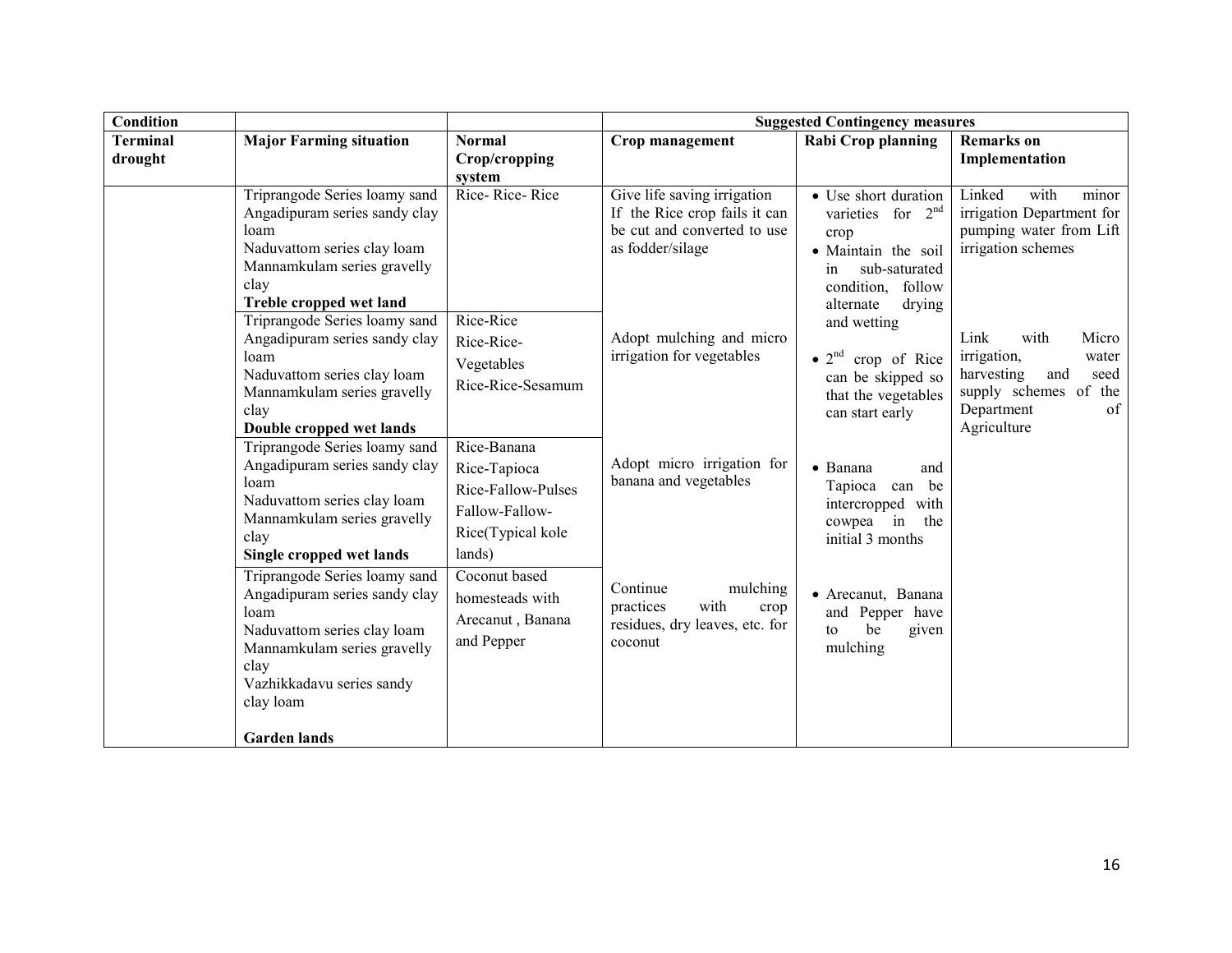| Condition | | | Suggested Contingency measures | | |
|---|---|---|---|---|---|
| **Terminal drought** | **Major Farming situation** | **Normal Crop/cropping system** | **Crop management** | **Rabi Crop planning** | **Remarks on Implementation** |
| | Triprangode Series loamy sand<br>Angadipuram series sandy clay loam<br>Naduvattom series clay loam<br>Mannamkulam series gravelly clay<br>**Treble cropped wet land** | Rice- Rice- Rice | Give life saving irrigation If the Rice crop fails it can be cut and converted to use as fodder/silage | • Use short duration varieties for 2nd crop<br>• Maintain the soil in sub-saturated condition, follow alternate drying and wetting | Linked with minor irrigation Department for pumping water from Lift irrigation schemes |
| | Triprangode Series loamy sand<br>Angadipuram series sandy clay loam<br>Naduvattom series clay loam<br>Mannamkulam series gravelly clay<br>**Double cropped wet lands** | Rice-Rice<br>Rice-Rice-Vegetables<br>Rice-Rice-Sesamum | Adopt mulching and micro irrigation for vegetables | • 2nd crop of Rice can be skipped so that the vegetables can start early | Link with Micro irrigation, water harvesting and seed supply schemes of the Department of Agriculture |
| | Triprangode Series loamy sand<br>Angadipuram series sandy clay loam<br>Naduvattom series clay loam<br>Mannamkulam series gravelly clay<br>**Single cropped wet lands** | Rice-Banana<br>Rice-Tapioca<br>Rice-Fallow-Pulses<br>Fallow-Fallow-Rice(Typical kole lands) | Adopt micro irrigation for banana and vegetables | • Banana and Tapioca can be intercropped with cowpea in the initial 3 months | |
| | Triprangode Series loamy sand<br>Angadipuram series sandy clay loam<br>Naduvattom series clay loam<br>Mannamkulam series gravelly clay<br>Vazhikkadavu series sandy clay loam<br><br>**Garden lands** | Coconut based homesteads with Arecanut , Banana and Pepper | Continue mulching practices with crop residues, dry leaves, etc. for coconut | • Arecanut, Banana and Pepper have to be given mulching | |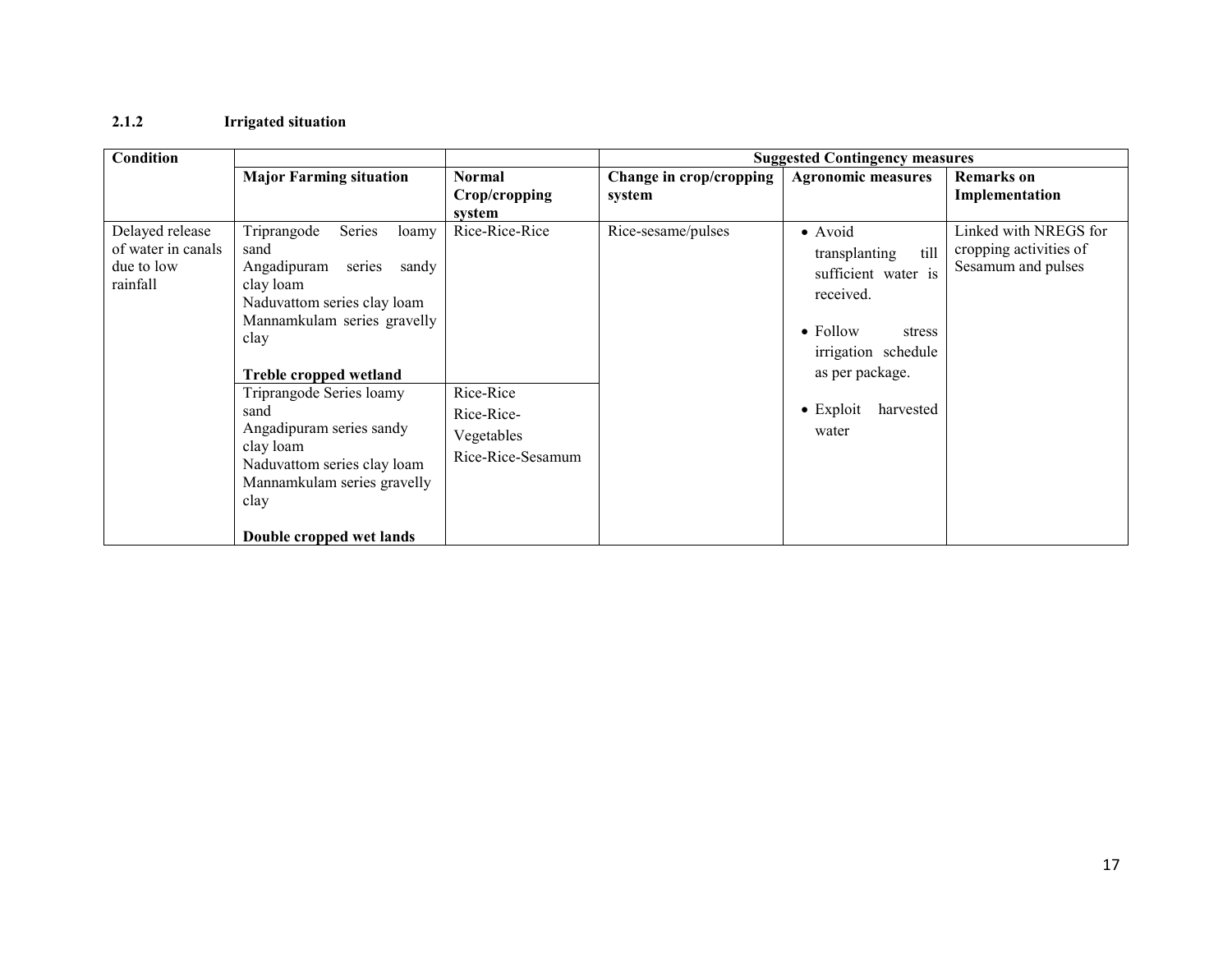### 2.1.2 Irrigated situation

| Condition | | | Suggested Contingency measures | | |
|---|---|---|---|---|---|
| | Major Farming situation | Normal Crop/cropping system | Change in crop/cropping system | Agronomic measures | Remarks on Implementation |
| Delayed release of water in canals due to low rainfall | Triprangode Series loamy sand<br>Angadipuram series sandy clay loam<br>Naduvattom series clay loam<br>Mannamkulam series gravelly clay<br><br>**Treble cropped wetland** | Rice-Rice-Rice | Rice-sesame/pulses | • Avoid transplanting till sufficient water is received.<br>• Follow stress irrigation schedule as per package.<br>• Exploit harvested water | Linked with NREGS for cropping activities of Sesamum and pulses |
| | Triprangode Series loamy sand<br>Angadipuram series sandy clay loam<br>Naduvattom series clay loam<br>Mannamkulam series gravelly clay<br><br>**Double cropped wet lands** | Rice-Rice<br>Rice-Rice-Vegetables<br>Rice-Rice-Sesamum | | | |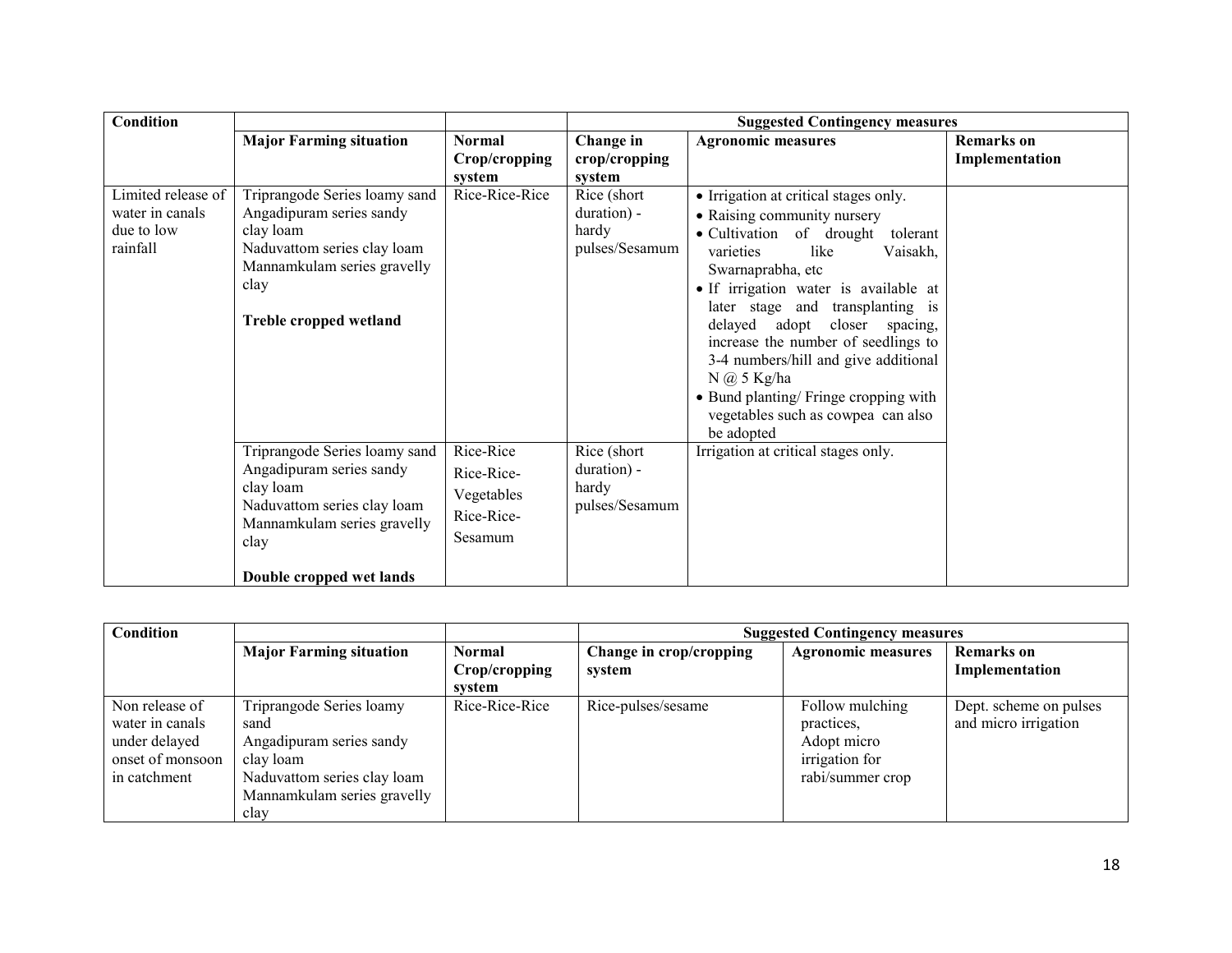| Condition | | | Suggested Contingency measures | | |
|---|---|---|---|---|---|
| | **Major Farming situation** | **Normal Crop/cropping system** | **Change in crop/cropping system** | **Agronomic measures** | **Remarks on Implementation** |
| Limited release of water in canals due to low rainfall | Triprangode Series loamy sand<br>Angadipuram series sandy clay loam<br>Naduvattom series clay loam<br>Mannamkulam series gravelly clay<br><br>**Treble cropped wetland** | Rice-Rice-Rice | Rice (short duration) - hardy pulses/Sesamum | • Irrigation at critical stages only.<br>• Raising community nursery<br>• Cultivation of drought tolerant varieties like Vaisakh, Swarnaprabha, etc<br>• If irrigation water is available at later stage and transplanting is delayed adopt closer spacing, increase the number of seedlings to 3-4 numbers/hill and give additional N @ 5 Kg/ha<br>• Bund planting/ Fringe cropping with vegetables such as cowpea can also be adopted | |
| | Triprangode Series loamy sand<br>Angadipuram series sandy clay loam<br>Naduvattom series clay loam<br>Mannamkulam series gravelly clay<br><br>**Double cropped wet lands** | Rice-Rice<br>Rice-Rice-Vegetables<br>Rice-Rice-Sesamum | Rice (short duration) - hardy pulses/Sesamum | Irrigation at critical stages only. | |

| Condition | | | Suggested Contingency measures | | |
|---|---|---|---|---|---|
| | **Major Farming situation** | **Normal Crop/cropping system** | **Change in crop/cropping system** | **Agronomic measures** | **Remarks on Implementation** |
| Non release of water in canals under delayed onset of monsoon in catchment | Triprangode Series loamy sand<br>Angadipuram series sandy clay loam<br>Naduvattom series clay loam<br>Mannamkulam series gravelly clay | Rice-Rice-Rice | Rice-pulses/sesame | Follow mulching practices,<br>Adopt micro irrigation for rabi/summer crop | Dept. scheme on pulses and micro irrigation |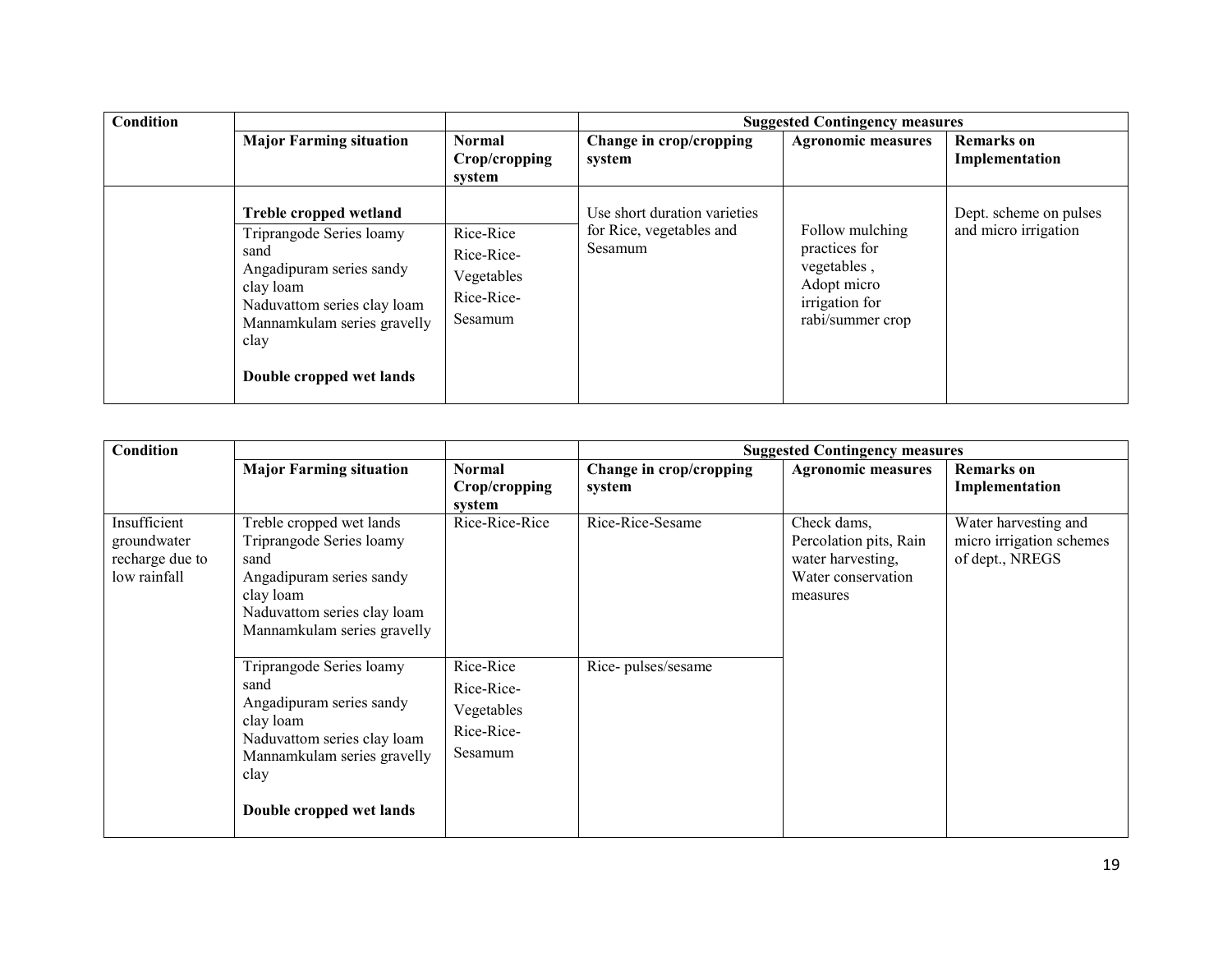| Condition | | | Suggested Contingency measures | | |
|---|---|---|---|---|---|
| | Major Farming situation | Normal Crop/cropping system | Change in crop/cropping system | Agronomic measures | Remarks on Implementation |
| | **Treble cropped wetland** | | Use short duration varieties for Rice, vegetables and Sesamum | Follow mulching practices for vegetables , Adopt micro irrigation for rabi/summer crop | Dept. scheme on pulses and micro irrigation |
| | Triprangode Series loamy sand<br>Angadipuram series sandy clay loam<br>Naduvattom series clay loam<br>Mannamkulam series gravelly clay<br><br>**Double cropped wet lands** | Rice-Rice<br>Rice-Rice-Vegetables<br>Rice-Rice-Sesamum | | | |

| Condition | | | Suggested Contingency measures | | |
|---|---|---|---|---|---|
| | Major Farming situation | Normal Crop/cropping system | Change in crop/cropping system | Agronomic measures | Remarks on Implementation |
| Insufficient groundwater recharge due to low rainfall | Treble cropped wet lands<br>Triprangode Series loamy sand<br>Angadipuram series sandy clay loam<br>Naduvattom series clay loam<br>Mannamkulam series gravelly | Rice-Rice-Rice | Rice-Rice-Sesame | Check dams, Percolation pits, Rain water harvesting, Water conservation measures | Water harvesting and micro irrigation schemes of dept., NREGS |
| | Triprangode Series loamy sand<br>Angadipuram series sandy clay loam<br>Naduvattom series clay loam<br>Mannamkulam series gravelly clay<br><br>**Double cropped wet lands** | Rice-Rice<br>Rice-Rice-Vegetables<br>Rice-Rice-Sesamum | Rice- pulses/sesame | | |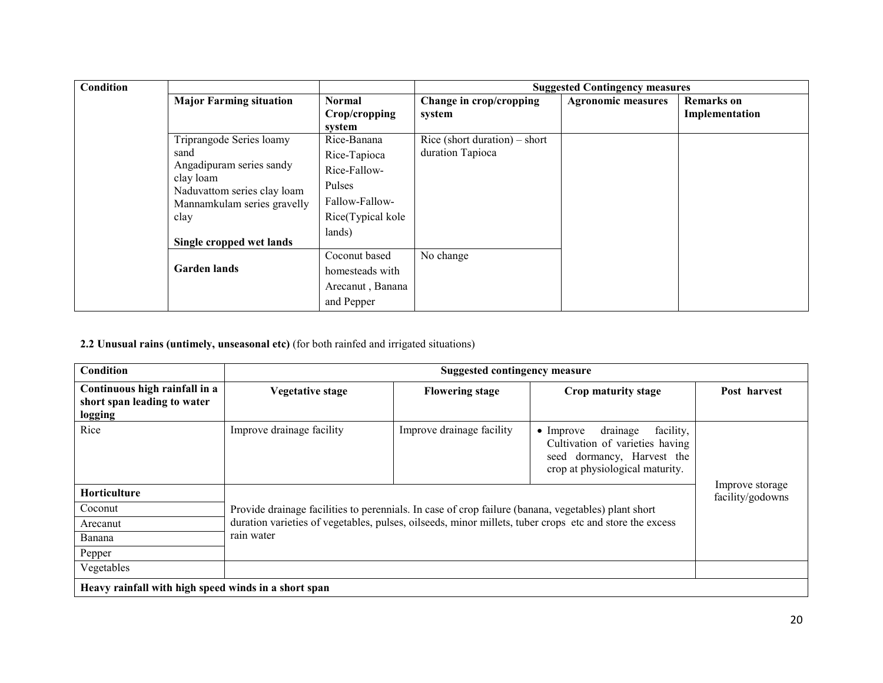| Condition | | | Suggested Contingency measures | | |
|---|---|---|---|---|---|
| | Major Farming situation | Normal Crop/cropping system | Change in crop/cropping system | Agronomic measures | Remarks on Implementation |
| | Triprangode Series loamy sand<br>Angadipuram series sandy clay loam<br>Naduvattom series clay loam<br>Mannamkulam series gravelly clay<br>**Single cropped wet lands** | Rice-Banana<br>Rice-Tapioca<br>Rice-Fallow-Pulses<br>Fallow-Fallow-Rice(Typical kole lands) | Rice (short duration) – short duration Tapioca | | |
| | **Garden lands** | Coconut based homesteads with Arecanut , Banana and Pepper | No change | | |

**2.2 Unusual rains (untimely, unseasonal etc)** (for both rainfed and irrigated situations)

| Condition | Suggested contingency measure | | | |
|---|---|---|---|---|
| **Continuous high rainfall in a short span leading to water logging** | **Vegetative stage** | **Flowering stage** | **Crop maturity stage** | **Post harvest** |
| Rice | Improve drainage facility | Improve drainage facility | • Improve drainage facility, Cultivation of varieties having seed dormancy, Harvest the crop at physiological maturity. | Improve storage facility/godowns |
| **Horticulture** | Provide drainage facilities to perennials. In case of crop failure (banana, vegetables) plant short duration varieties of vegetables, pulses, oilseeds, minor millets, tuber crops etc and store the excess rain water | | | |
| Coconut | | | | |
| Arecanut | | | | |
| Banana | | | | |
| Pepper | | | | |
| Vegetables | | | | |
| **Heavy rainfall with high speed winds in a short span** | | | | |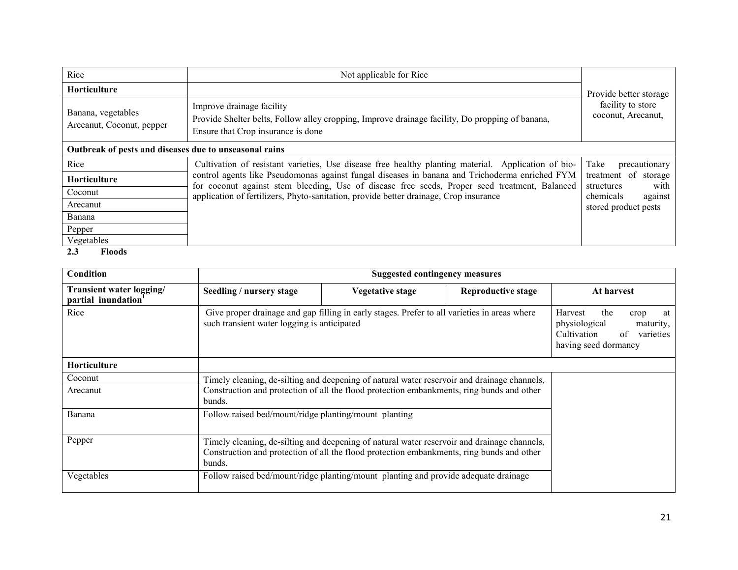| Rice | Not applicable for Rice | Provide better storage facility to store coconut, Arecanut, |
|---|---|---|
| **Horticulture** | | |
| Banana, vegetables Arecanut, Coconut, pepper | Improve drainage facility Provide Shelter belts, Follow alley cropping, Improve drainage facility, Do propping of banana, Ensure that Crop insurance is done | |
| **Outbreak of pests and diseases due to unseasonal rains** | | |
| Rice | Cultivation of resistant varieties, Use disease free healthy planting material. Application of bio-control agents like Pseudomonas against fungal diseases in banana and Trichoderma enriched FYM for coconut against stem bleeding, Use of disease free seeds, Proper seed treatment, Balanced application of fertilizers, Phyto-sanitation, provide better drainage, Crop insurance | Take precautionary treatment of storage structures with chemicals against stored product pests |
| **Horticulture** | | |
| Coconut | | |
| Arecanut | | |
| Banana | | |
| Pepper | | |
| Vegetables | | |

**2.3 Floods**

| Condition | Suggested contingency measures | | | |
|---|---|---|---|---|
| **Transient water logging/ partial inundation[1]** | **Seedling / nursery stage** | **Vegetative stage** | **Reproductive stage** | **At harvest** |
| Rice | Give proper drainage and gap filling in early stages. Prefer to all varieties in areas where such transient water logging is anticipated | | | Harvest the crop at physiological maturity, Cultivation of varieties having seed dormancy |
| **Horticulture** | | | | |
| Coconut | Timely cleaning, de-silting and deepening of natural water reservoir and drainage channels, Construction and protection of all the flood protection embankments, ring bunds and other bunds. | | | |
| Arecanut | | | | |
| Banana | Follow raised bed/mount/ridge planting/mount planting | | | |
| Pepper | Timely cleaning, de-silting and deepening of natural water reservoir and drainage channels, Construction and protection of all the flood protection embankments, ring bunds and other bunds. | | | |
| Vegetables | Follow raised bed/mount/ridge planting/mount planting and provide adequate drainage | | | |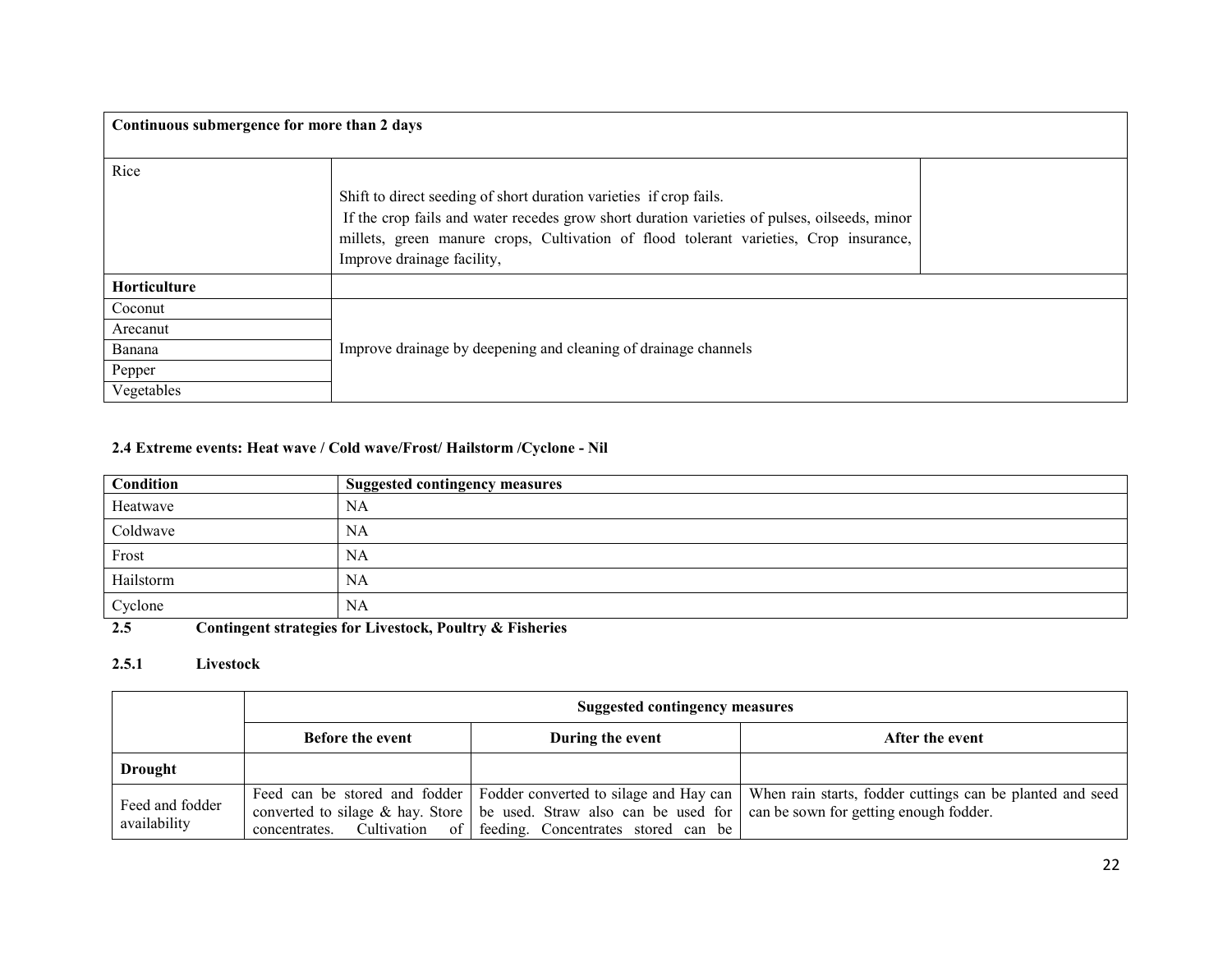| Continuous submergence for more than 2 days | | |
|---|---|---|
| Rice | Shift to direct seeding of short duration varieties if crop fails. If the crop fails and water recedes grow short duration varieties of pulses, oilseeds, minor millets, green manure crops, Cultivation of flood tolerant varieties, Crop insurance, Improve drainage facility, | |
| **Horticulture** | | |
| Coconut | Improve drainage by deepening and cleaning of drainage channels | |
| Arecanut | | |
| Banana | | |
| Pepper | | |
| Vegetables | | |

**2.4 Extreme events: Heat wave / Cold wave/Frost/ Hailstorm /Cyclone - Nil**

| Condition | Suggested contingency measures |
|---|---|
| Heatwave | NA |
| Coldwave | NA |
| Frost | NA |
| Hailstorm | NA |
| Cyclone | NA |

**2.5 Contingent strategies for Livestock, Poultry & Fisheries**

**2.5.1 Livestock**

| | Suggested contingency measures | | |
|---|---|---|---|
| | **Before the event** | **During the event** | **After the event** |
| **Drought** | | | |
| Feed and fodder availability | Feed can be stored and fodder converted to silage & hay. Store concentrates. Cultivation of | Fodder converted to silage and Hay can be used. Straw also can be used for feeding. Concentrates stored can be | When rain starts, fodder cuttings can be planted and seed can be sown for getting enough fodder. |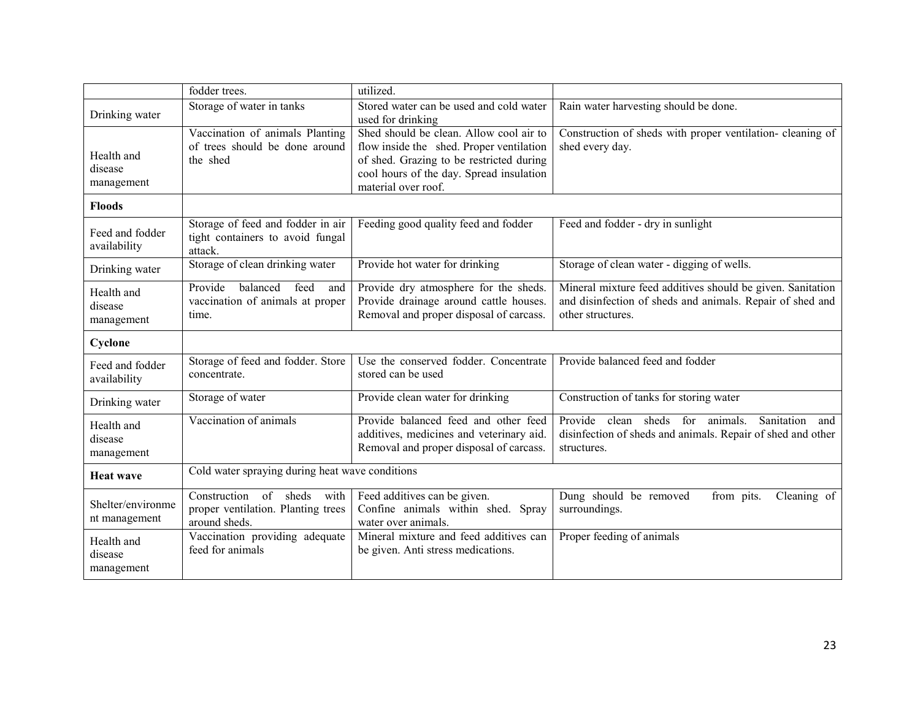| | | | |
|---|---|---|---|
| | fodder trees. | utilized. | |
| Drinking water | Storage of water in tanks | Stored water can be used and cold water used for drinking | Rain water harvesting should be done. |
| Health and disease management | Vaccination of animals Planting of trees should be done around the shed | Shed should be clean. Allow cool air to flow inside the shed. Proper ventilation of shed. Grazing to be restricted during cool hours of the day. Spread insulation material over roof. | Construction of sheds with proper ventilation- cleaning of shed every day. |
| **Floods** | | | |
| Feed and fodder availability | Storage of feed and fodder in air tight containers to avoid fungal attack. | Feeding good quality feed and fodder | Feed and fodder - dry in sunlight |
| Drinking water | Storage of clean drinking water | Provide hot water for drinking | Storage of clean water - digging of wells. |
| Health and disease management | Provide balanced feed and vaccination of animals at proper time. | Provide dry atmosphere for the sheds. Provide drainage around cattle houses. Removal and proper disposal of carcass. | Mineral mixture feed additives should be given. Sanitation and disinfection of sheds and animals. Repair of shed and other structures. |
| **Cyclone** | | | |
| Feed and fodder availability | Storage of feed and fodder. Store concentrate. | Use the conserved fodder. Concentrate stored can be used | Provide balanced feed and fodder |
| Drinking water | Storage of water | Provide clean water for drinking | Construction of tanks for storing water |
| Health and disease management | Vaccination of animals | Provide balanced feed and other feed additives, medicines and veterinary aid. Removal and proper disposal of carcass. | Provide clean sheds for animals. Sanitation and disinfection of sheds and animals. Repair of shed and other structures. |
| **Heat wave** | Cold water spraying during heat wave conditions | | |
| Shelter/environment management | Construction of sheds with proper ventilation. Planting trees around sheds. | Feed additives can be given. Confine animals within shed. Spray water over animals. | Dung should be removed from pits. Cleaning of surroundings. |
| Health and disease management | Vaccination providing adequate feed for animals | Mineral mixture and feed additives can be given. Anti stress medications. | Proper feeding of animals |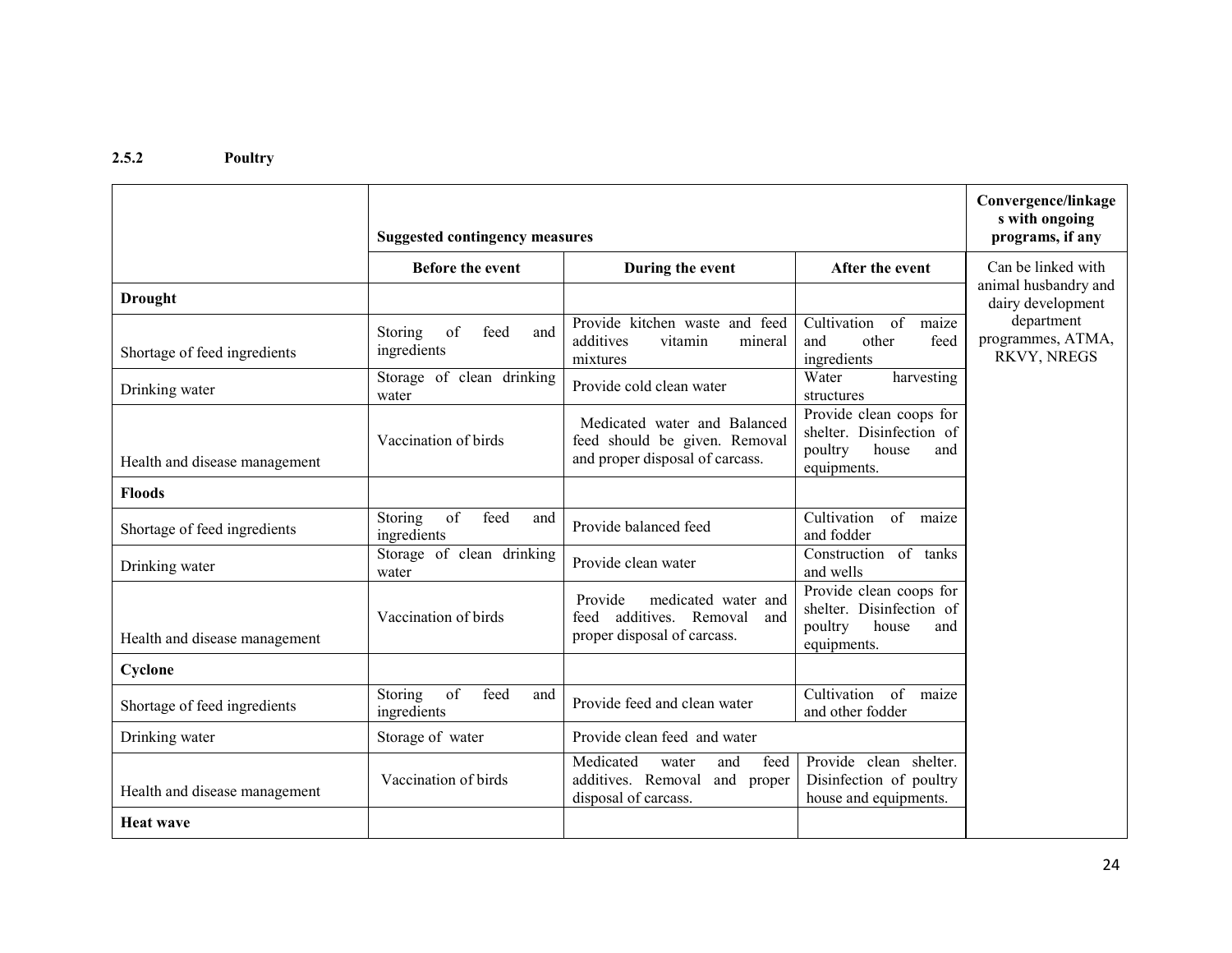### 2.5.2 Poultry

| | Suggested contingency measures | | | Convergence/linkages with ongoing programs, if any |
|---|---|---|---|---|
| | Before the event | During the event | After the event | Can be linked with animal husbandry and dairy development department programmes, ATMA, RKVY, NREGS |
| **Drought** | | | | |
| Shortage of feed ingredients | Storing of feed and ingredients | Provide kitchen waste and feed additives vitamin mineral mixtures | Cultivation of maize and other feed ingredients | |
| Drinking water | Storage of clean drinking water | Provide cold clean water | Water harvesting structures | |
| Health and disease management | Vaccination of birds | Medicated water and Balanced feed should be given. Removal and proper disposal of carcass. | Provide clean coops for shelter. Disinfection of poultry house and equipments. | |
| **Floods** | | | | |
| Shortage of feed ingredients | Storing of feed and ingredients | Provide balanced feed | Cultivation of maize and fodder | |
| Drinking water | Storage of clean drinking water | Provide clean water | Construction of tanks and wells | |
| Health and disease management | Vaccination of birds | Provide medicated water and feed additives. Removal and proper disposal of carcass. | Provide clean coops for shelter. Disinfection of poultry house and equipments. | |
| **Cyclone** | | | | |
| Shortage of feed ingredients | Storing of feed and ingredients | Provide feed and clean water | Cultivation of maize and other fodder | |
| Drinking water | Storage of water | Provide clean feed and water | | |
| Health and disease management | Vaccination of birds | Medicated water and feed additives. Removal and proper disposal of carcass. | Provide clean shelter. Disinfection of poultry house and equipments. | |
| **Heat wave** | | | | |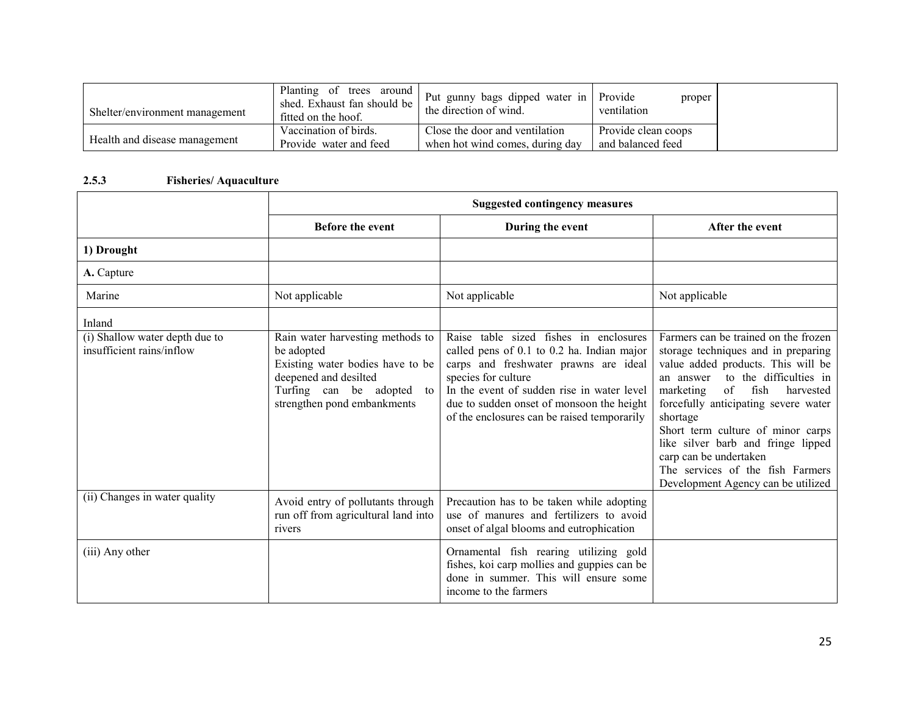| | | | | |
|---|---|---|---|---|
| Shelter/environment management | Planting of trees around shed. Exhaust fan should be fitted on the hoof. | Put gunny bags dipped water in the direction of wind. | Provide proper ventilation | |
| Health and disease management | Vaccination of birds. Provide water and feed | Close the door and ventilation when hot wind comes, during day | Provide clean coops and balanced feed | |

**2.5.3 Fisheries/ Aquaculture**

| | Suggested contingency measures | | |
|---|---|---|---|
| | **Before the event** | **During the event** | **After the event** |
| **1) Drought** | | | |
| **A.** Capture | | | |
| Marine | Not applicable | Not applicable | Not applicable |
| Inland | | | |
| (i) Shallow water depth due to insufficient rains/inflow | Rain water harvesting methods to be adopted<br>Existing water bodies have to be deepened and desilted<br>Turfing can be adopted to strengthen pond embankments | Raise table sized fishes in enclosures called pens of 0.1 to 0.2 ha. Indian major carps and freshwater prawns are ideal species for culture<br>In the event of sudden rise in water level due to sudden onset of monsoon the height of the enclosures can be raised temporarily | Farmers can be trained on the frozen storage techniques and in preparing value added products. This will be an answer to the difficulties in marketing of fish harvested forcefully anticipating severe water shortage<br>Short term culture of minor carps like silver barb and fringe lipped carp can be undertaken<br>The services of the fish Farmers Development Agency can be utilized |
| (ii) Changes in water quality | Avoid entry of pollutants through run off from agricultural land into rivers | Precaution has to be taken while adopting use of manures and fertilizers to avoid onset of algal blooms and eutrophication | |
| (iii) Any other | | Ornamental fish rearing utilizing gold fishes, koi carp mollies and guppies can be done in summer. This will ensure some income to the farmers | |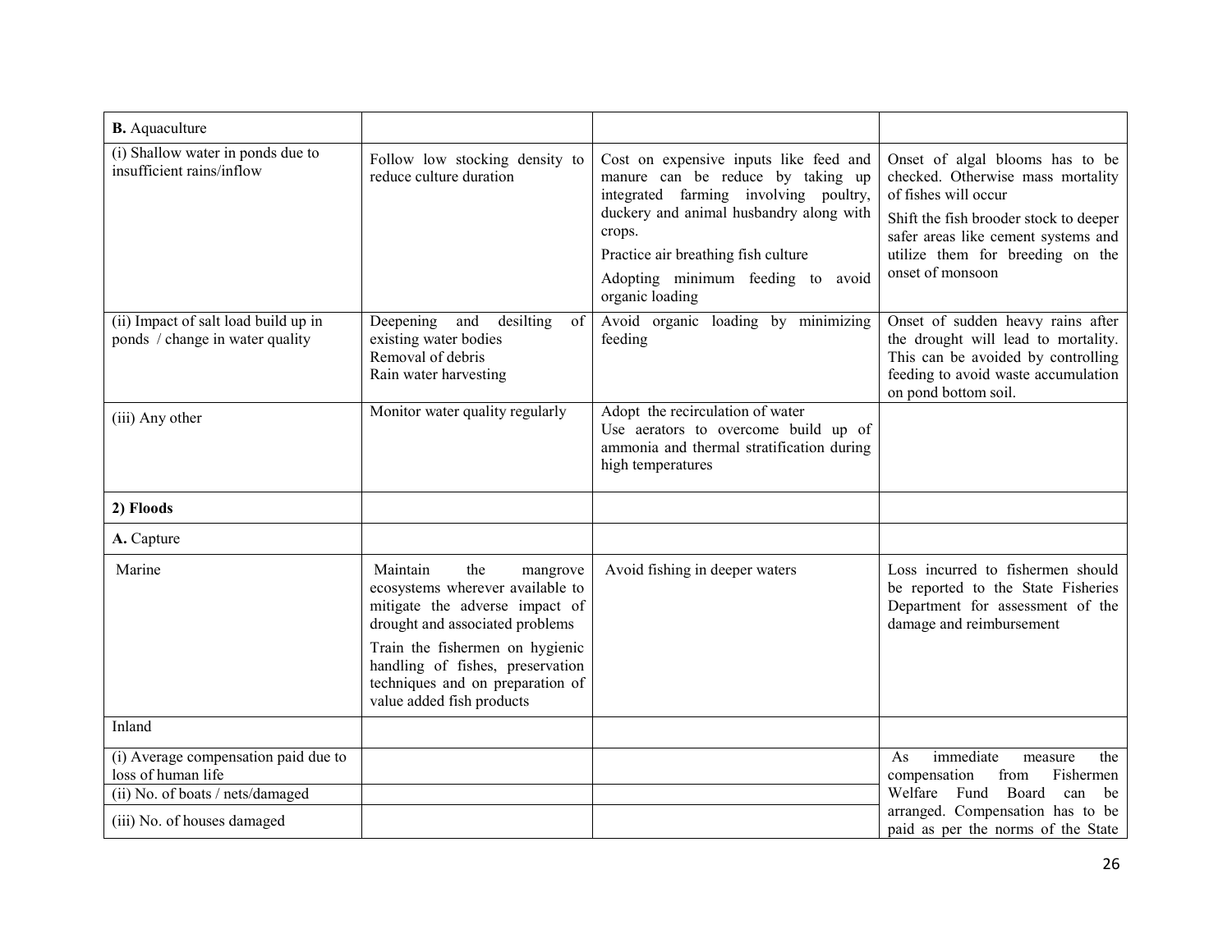| | | | |
|---|---|---|---|
| **B.** Aquaculture | | | |
| (i) Shallow water in ponds due to insufficient rains/inflow | Follow low stocking density to reduce culture duration | Cost on expensive inputs like feed and manure can be reduce by taking up integrated farming involving poultry, duckery and animal husbandry along with crops.<br>Practice air breathing fish culture<br>Adopting minimum feeding to avoid organic loading | Onset of algal blooms has to be checked. Otherwise mass mortality of fishes will occur<br>Shift the fish brooder stock to deeper safer areas like cement systems and utilize them for breeding on the onset of monsoon |
| (ii) Impact of salt load build up in ponds / change in water quality | Deepening and desilting of existing water bodies<br>Removal of debris<br>Rain water harvesting | Avoid organic loading by minimizing feeding | Onset of sudden heavy rains after the drought will lead to mortality. This can be avoided by controlling feeding to avoid waste accumulation on pond bottom soil. |
| (iii) Any other | Monitor water quality regularly | Adopt the recirculation of water<br>Use aerators to overcome build up of ammonia and thermal stratification during high temperatures | |
| **2) Floods** | | | |
| **A.** Capture | | | |
| Marine | Maintain the mangrove ecosystems wherever available to mitigate the adverse impact of drought and associated problems<br>Train the fishermen on hygienic handling of fishes, preservation techniques and on preparation of value added fish products | Avoid fishing in deeper waters | Loss incurred to fishermen should be reported to the State Fisheries Department for assessment of the damage and reimbursement |
| Inland | | | |
| (i) Average compensation paid due to loss of human life | | | As immediate measure the compensation from Fishermen Welfare Fund Board can be arranged. Compensation has to be paid as per the norms of the State |
| (ii) No. of boats / nets/damaged | | | |
| (iii) No. of houses damaged | | | |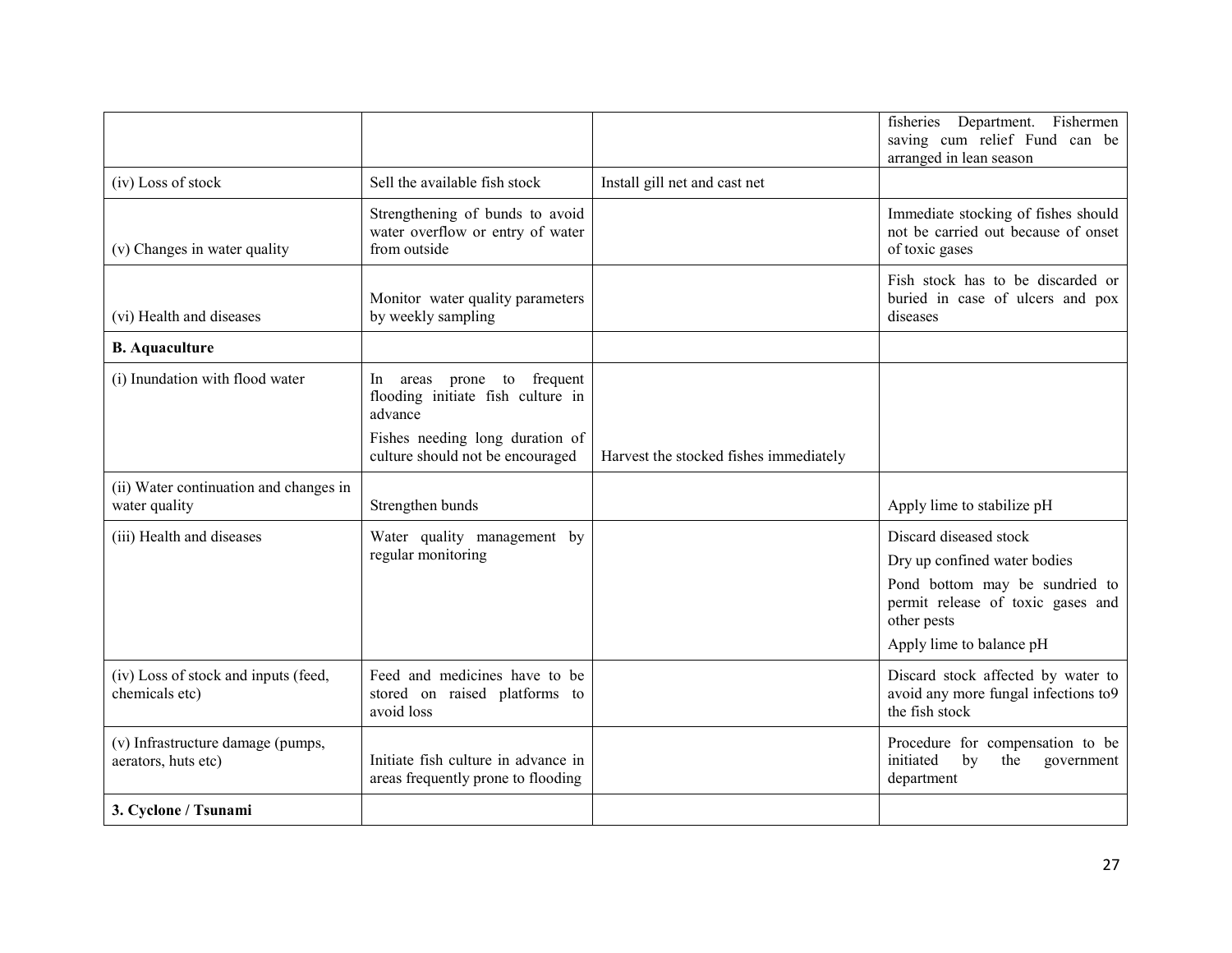| | | | |
|---|---|---|---|
| | | | fisheries Department. Fishermen saving cum relief Fund can be arranged in lean season |
| (iv) Loss of stock | Sell the available fish stock | Install gill net and cast net | |
| (v) Changes in water quality | Strengthening of bunds to avoid water overflow or entry of water from outside | | Immediate stocking of fishes should not be carried out because of onset of toxic gases |
| (vi) Health and diseases | Monitor water quality parameters by weekly sampling | | Fish stock has to be discarded or buried in case of ulcers and pox diseases |
| **B. Aquaculture** | | | |
| (i) Inundation with flood water | In areas prone to frequent flooding initiate fish culture in advance<br><br>Fishes needing long duration of culture should not be encouraged | Harvest the stocked fishes immediately | |
| (ii) Water continuation and changes in water quality | Strengthen bunds | | Apply lime to stabilize pH |
| (iii) Health and diseases | Water quality management by regular monitoring | | Discard diseased stock<br><br>Dry up confined water bodies<br><br>Pond bottom may be sundried to permit release of toxic gases and other pests<br><br>Apply lime to balance pH |
| (iv) Loss of stock and inputs (feed, chemicals etc) | Feed and medicines have to be stored on raised platforms to avoid loss | | Discard stock affected by water to avoid any more fungal infections to9 the fish stock |
| (v) Infrastructure damage (pumps, aerators, huts etc) | Initiate fish culture in advance in areas frequently prone to flooding | | Procedure for compensation to be initiated by the government department |
| **3. Cyclone / Tsunami** | | | |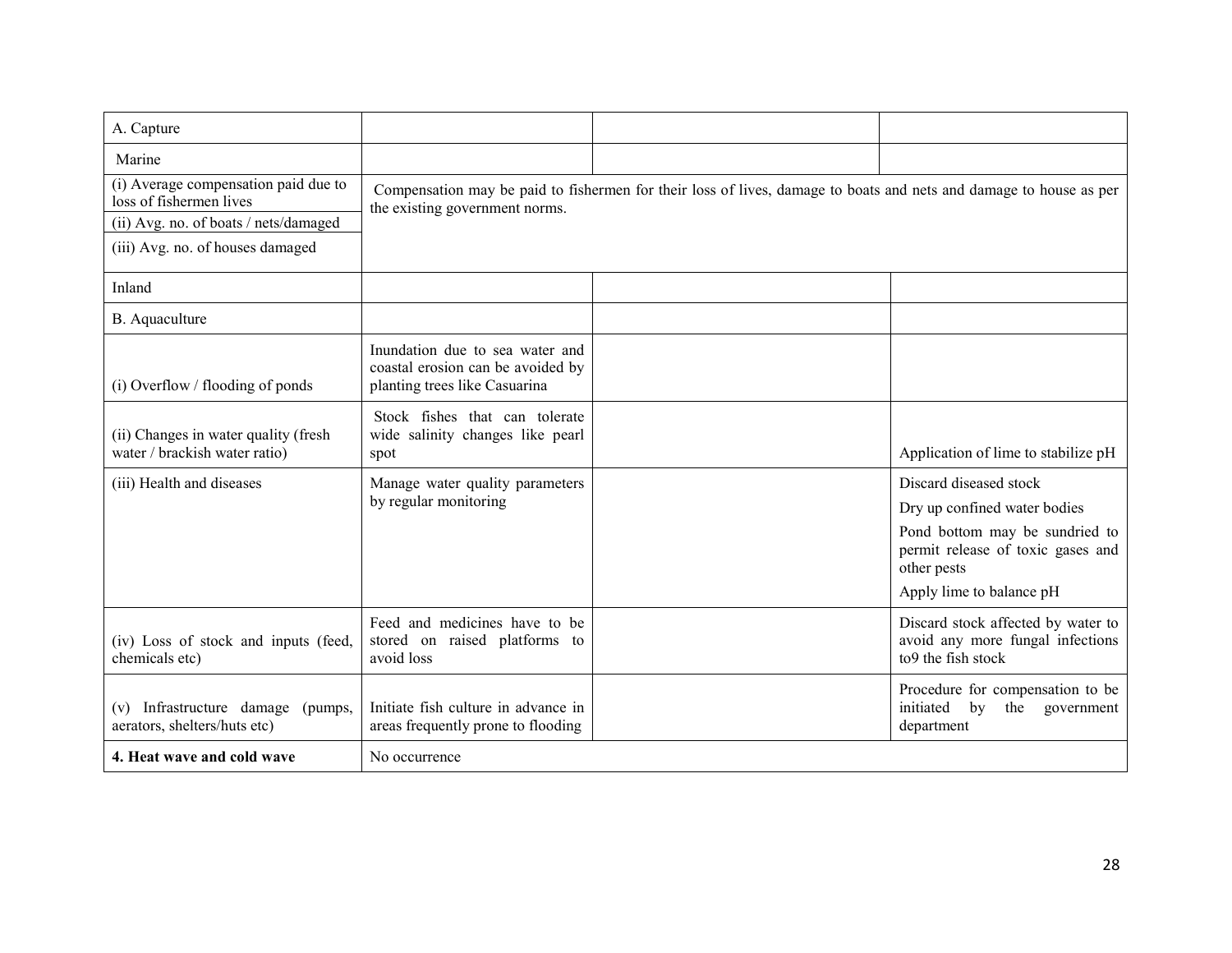| | | | |
|---|---|---|---|
| A. Capture | | | |
| Marine | | | |
| (i) Average compensation paid due to loss of fishermen lives | Compensation may be paid to fishermen for their loss of lives, damage to boats and nets and damage to house as per the existing government norms. | | |
| (ii) Avg. no. of boats / nets/damaged | | | |
| (iii) Avg. no. of houses damaged | | | |
| Inland | | | |
| B. Aquaculture | | | |
| (i) Overflow / flooding of ponds | Inundation due to sea water and coastal erosion can be avoided by planting trees like Casuarina | | |
| (ii) Changes in water quality (fresh water / brackish water ratio) | Stock fishes that can tolerate wide salinity changes like pearl spot | | Application of lime to stabilize pH |
| (iii) Health and diseases | Manage water quality parameters by regular monitoring | | Discard diseased stock<br>Dry up confined water bodies<br>Pond bottom may be sundried to permit release of toxic gases and other pests<br>Apply lime to balance pH |
| (iv) Loss of stock and inputs (feed, chemicals etc) | Feed and medicines have to be stored on raised platforms to avoid loss | | Discard stock affected by water to avoid any more fungal infections to9 the fish stock |
| (v) Infrastructure damage (pumps, aerators, shelters/huts etc) | Initiate fish culture in advance in areas frequently prone to flooding | | Procedure for compensation to be initiated by the government department |
| **4. Heat wave and cold wave** | No occurrence | | |